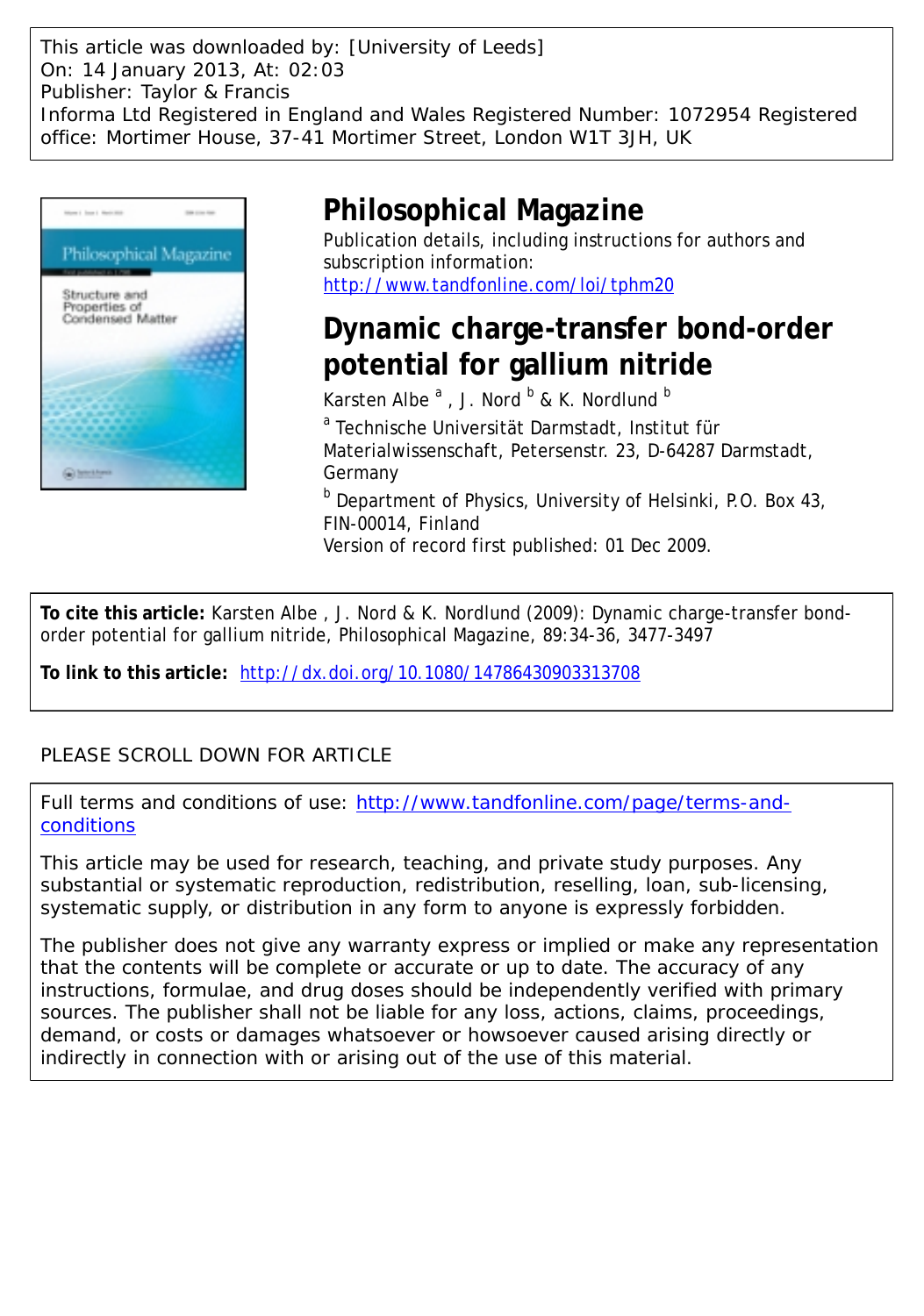This article was downloaded by: [University of Leeds]
On: 14 January 2013, At: 02:03
Publisher: Taylor & Francis
Informa Ltd Registered in England and Wales Registered Number: 1072954 Registered office: Mortimer House, 37-41 Mortimer Street, London W1T 3JH, UK

# Philosophical Magazine

Publication details, including instructions for authors and subscription information:
http://www.tandfonline.com/loi/tphm20

# Dynamic charge-transfer bond-order potential for gallium nitride

Karsten Albe [a] , J. Nord [b] & K. Nordlund [b]

[a] Technische Universität Darmstadt, Institut für Materialwissenschaft, Petersenstr. 23, D-64287 Darmstadt, Germany

[b] Department of Physics, University of Helsinki, P.O. Box 43, FIN-00014, Finland

Version of record first published: 01 Dec 2009.

**To cite this article:** Karsten Albe , J. Nord & K. Nordlund (2009): Dynamic charge-transfer bond-order potential for gallium nitride, Philosophical Magazine, 89:34-36, 3477-3497

**To link to this article:** http://dx.doi.org/10.1080/14786430903313708

PLEASE SCROLL DOWN FOR ARTICLE

Full terms and conditions of use: http://www.tandfonline.com/page/terms-and-conditions

This article may be used for research, teaching, and private study purposes. Any substantial or systematic reproduction, redistribution, reselling, loan, sub-licensing, systematic supply, or distribution in any form to anyone is expressly forbidden.

The publisher does not give any warranty express or implied or make any representation that the contents will be complete or accurate or up to date. The accuracy of any instructions, formulae, and drug doses should be independently verified with primary sources. The publisher shall not be liable for any loss, actions, claims, proceedings, demand, or costs or damages whatsoever or howsoever caused arising directly or indirectly in connection with or arising out of the use of this material.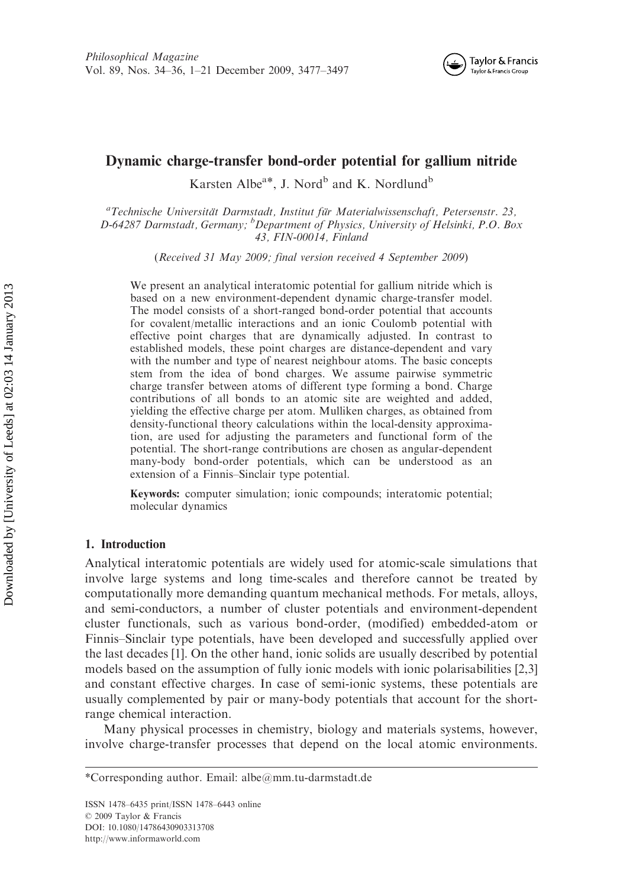# Dynamic charge-transfer bond-order potential for gallium nitride

Karsten Albe[a*], J. Nord[b] and K. Nordlund[b]

[a]Technische Universität Darmstadt, Institut für Materialwissenschaft, Petersenstr. 23, D-64287 Darmstadt, Germany; [b]Department of Physics, University of Helsinki, P.O. Box 43, FIN-00014, Finland

(*Received 31 May 2009; final version received 4 September 2009*)

We present an analytical interatomic potential for gallium nitride which is based on a new environment-dependent dynamic charge-transfer model. The model consists of a short-ranged bond-order potential that accounts for covalent/metallic interactions and an ionic Coulomb potential with effective point charges that are dynamically adjusted. In contrast to established models, these point charges are distance-dependent and vary with the number and type of nearest neighbour atoms. The basic concepts stem from the idea of bond charges. We assume pairwise symmetric charge transfer between atoms of different type forming a bond. Charge contributions of all bonds to an atomic site are weighted and added, yielding the effective charge per atom. Mulliken charges, as obtained from density-functional theory calculations within the local-density approximation, are used for adjusting the parameters and functional form of the potential. The short-range contributions are chosen as angular-dependent many-body bond-order potentials, which can be understood as an extension of a Finnis–Sinclair type potential.

**Keywords:** computer simulation; ionic compounds; interatomic potential; molecular dynamics

## 1. Introduction

Analytical interatomic potentials are widely used for atomic-scale simulations that involve large systems and long time-scales and therefore cannot be treated by computationally more demanding quantum mechanical methods. For metals, alloys, and semi-conductors, a number of cluster potentials and environment-dependent cluster functionals, such as various bond-order, (modified) embedded-atom or Finnis–Sinclair type potentials, have been developed and successfully applied over the last decades [1]. On the other hand, ionic solids are usually described by potential models based on the assumption of fully ionic models with ionic polarisabilities [2,3] and constant effective charges. In case of semi-ionic systems, these potentials are usually complemented by pair or many-body potentials that account for the short-range chemical interaction.

Many physical processes in chemistry, biology and materials systems, however, involve charge-transfer processes that depend on the local atomic environments.

*Corresponding author. Email: albe@mm.tu-darmstadt.de

ISSN 1478–6435 print/ISSN 1478–6443 online
© 2009 Taylor & Francis
DOI: 10.1080/14786430903313708
http://www.informaworld.com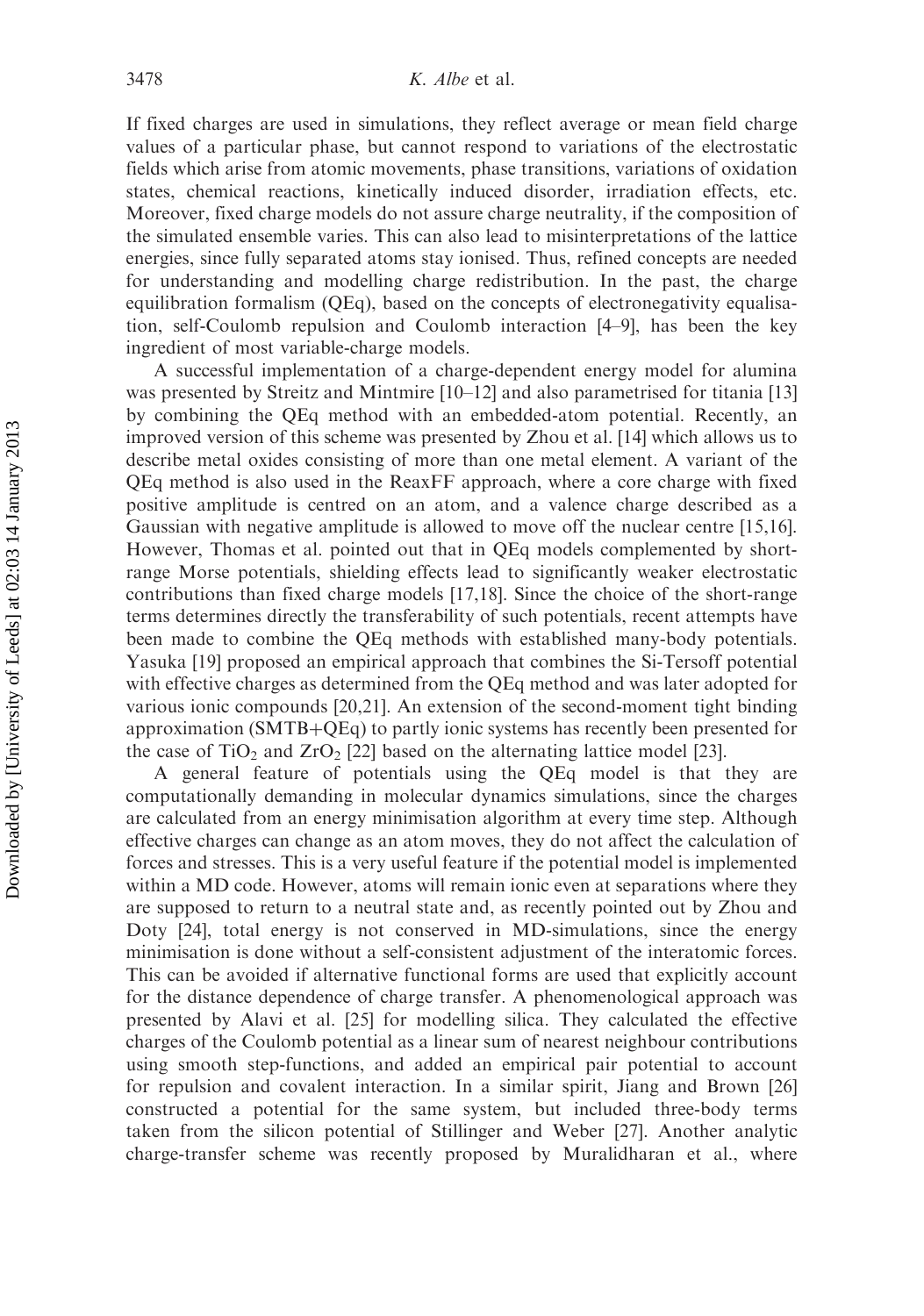If fixed charges are used in simulations, they reflect average or mean field charge values of a particular phase, but cannot respond to variations of the electrostatic fields which arise from atomic movements, phase transitions, variations of oxidation states, chemical reactions, kinetically induced disorder, irradiation effects, etc. Moreover, fixed charge models do not assure charge neutrality, if the composition of the simulated ensemble varies. This can also lead to misinterpretations of the lattice energies, since fully separated atoms stay ionised. Thus, refined concepts are needed for understanding and modelling charge redistribution. In the past, the charge equilibration formalism (QEq), based on the concepts of electronegativity equalisation, self-Coulomb repulsion and Coulomb interaction [4–9], has been the key ingredient of most variable-charge models.

A successful implementation of a charge-dependent energy model for alumina was presented by Streitz and Mintmire [10–12] and also parametrised for titania [13] by combining the QEq method with an embedded-atom potential. Recently, an improved version of this scheme was presented by Zhou et al. [14] which allows us to describe metal oxides consisting of more than one metal element. A variant of the QEq method is also used in the ReaxFF approach, where a core charge with fixed positive amplitude is centred on an atom, and a valence charge described as a Gaussian with negative amplitude is allowed to move off the nuclear centre [15,16]. However, Thomas et al. pointed out that in QEq models complemented by short-range Morse potentials, shielding effects lead to significantly weaker electrostatic contributions than fixed charge models [17,18]. Since the choice of the short-range terms determines directly the transferability of such potentials, recent attempts have been made to combine the QEq methods with established many-body potentials. Yasuka [19] proposed an empirical approach that combines the Si-Tersoff potential with effective charges as determined from the QEq method and was later adopted for various ionic compounds [20,21]. An extension of the second-moment tight binding approximation (SMTB+QEq) to partly ionic systems has recently been presented for the case of $TiO_2$ and $ZrO_2$ [22] based on the alternating lattice model [23].

A general feature of potentials using the QEq model is that they are computationally demanding in molecular dynamics simulations, since the charges are calculated from an energy minimisation algorithm at every time step. Although effective charges can change as an atom moves, they do not affect the calculation of forces and stresses. This is a very useful feature if the potential model is implemented within a MD code. However, atoms will remain ionic even at separations where they are supposed to return to a neutral state and, as recently pointed out by Zhou and Doty [24], total energy is not conserved in MD-simulations, since the energy minimisation is done without a self-consistent adjustment of the interatomic forces. This can be avoided if alternative functional forms are used that explicitly account for the distance dependence of charge transfer. A phenomenological approach was presented by Alavi et al. [25] for modelling silica. They calculated the effective charges of the Coulomb potential as a linear sum of nearest neighbour contributions using smooth step-functions, and added an empirical pair potential to account for repulsion and covalent interaction. In a similar spirit, Jiang and Brown [26] constructed a potential for the same system, but included three-body terms taken from the silicon potential of Stillinger and Weber [27]. Another analytic charge-transfer scheme was recently proposed by Muralidharan et al., where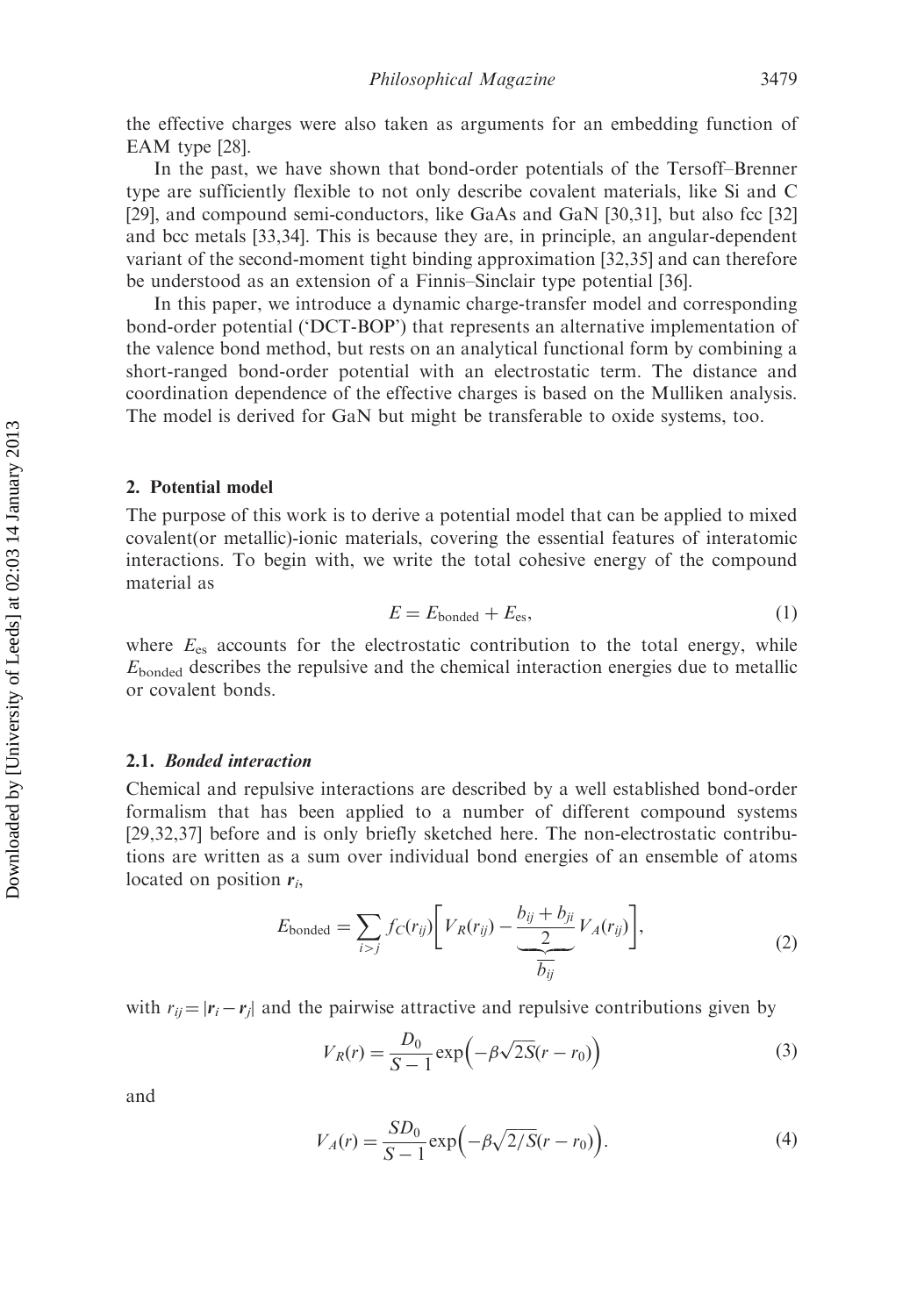the effective charges were also taken as arguments for an embedding function of EAM type [28].

In the past, we have shown that bond-order potentials of the Tersoff–Brenner type are sufficiently flexible to not only describe covalent materials, like Si and C [29], and compound semi-conductors, like GaAs and GaN [30,31], but also fcc [32] and bcc metals [33,34]. This is because they are, in principle, an angular-dependent variant of the second-moment tight binding approximation [32,35] and can therefore be understood as an extension of a Finnis–Sinclair type potential [36].

In this paper, we introduce a dynamic charge-transfer model and corresponding bond-order potential ('DCT-BOP') that represents an alternative implementation of the valence bond method, but rests on an analytical functional form by combining a short-ranged bond-order potential with an electrostatic term. The distance and coordination dependence of the effective charges is based on the Mulliken analysis. The model is derived for GaN but might be transferable to oxide systems, too.

## 2. Potential model

The purpose of this work is to derive a potential model that can be applied to mixed covalent(or metallic)-ionic materials, covering the essential features of interatomic interactions. To begin with, we write the total cohesive energy of the compound material as

$$E = E_{\text{bonded}} + E_{\text{es}}, \tag{1}$$

where $E_{\text{es}}$ accounts for the electrostatic contribution to the total energy, while $E_{\text{bonded}}$ describes the repulsive and the chemical interaction energies due to metallic or covalent bonds.

### 2.1. *Bonded interaction*

Chemical and repulsive interactions are described by a well established bond-order formalism that has been applied to a number of different compound systems [29,32,37] before and is only briefly sketched here. The non-electrostatic contributions are written as a sum over individual bond energies of an ensemble of atoms located on position $\boldsymbol{r}_i$,

$$E_{\text{bonded}} = \sum_{i>j} f_C(r_{ij}) \Bigg[ V_R(r_{ij}) - \underbrace{\frac{b_{ij} + b_{ji}}{2}}_{\overline{b_{ij}}} V_A(r_{ij}) \Bigg], \tag{2}$$

with $r_{ij} = |\boldsymbol{r}_i - \boldsymbol{r}_j|$ and the pairwise attractive and repulsive contributions given by

$$V_R(r) = \frac{D_0}{S-1} \exp\Big(-\beta\sqrt{2S}(r - r_0)\Big) \tag{3}$$

and

$$V_A(r) = \frac{SD_0}{S-1} \exp\Big(-\beta\sqrt{2/S}(r - r_0)\Big). \tag{4}$$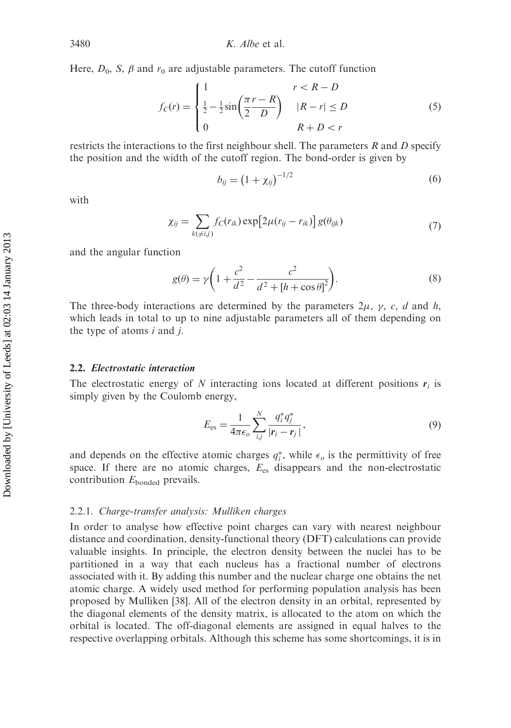Here, $D_0$, $S$, $\beta$ and $r_0$ are adjustable parameters. The cutoff function

$$f_C(r) = \begin{cases} 1 & r < R - D \\ \frac{1}{2} - \frac{1}{2}\sin\left(\frac{\pi}{2}\frac{r - R}{D}\right) & |R - r| \leq D \\ 0 & R + D < r \end{cases} \tag{5}$$

restricts the interactions to the first neighbour shell. The parameters $R$ and $D$ specify the position and the width of the cutoff region. The bond-order is given by

$$b_{ij} = \left(1 + \chi_{ij}\right)^{-1/2} \tag{6}$$

with

$$\chi_{ij} = \sum_{k(\neq i,j)} f_C(r_{ik}) \exp\left[2\mu(r_{ij} - r_{ik})\right] g(\theta_{ijk}) \tag{7}$$

and the angular function

$$g(\theta) = \gamma\left(1 + \frac{c^2}{d^2} - \frac{c^2}{d^2 + [h + \cos\theta]^2}\right). \tag{8}$$

The three-body interactions are determined by the parameters $2\mu$, $\gamma$, $c$, $d$ and $h$, which leads in total to up to nine adjustable parameters all of them depending on the type of atoms $i$ and $j$.

### 2.2. *Electrostatic interaction*

The electrostatic energy of $N$ interacting ions located at different positions $\boldsymbol{r}_i$ is simply given by the Coulomb energy,

$$E_{\rm es} = \frac{1}{4\pi\epsilon_o}\sum_{i,j}^{N} \frac{q_i^* q_j^*}{|\boldsymbol{r}_i - \boldsymbol{r}_j|}, \tag{9}$$

and depends on the effective atomic charges $q_i^*$, while $\epsilon_o$ is the permittivity of free space. If there are no atomic charges, $E_{\rm es}$ disappears and the non-electrostatic contribution $E_{\rm bonded}$ prevails.

#### 2.2.1. *Charge-transfer analysis: Mulliken charges*

In order to analyse how effective point charges can vary with nearest neighbour distance and coordination, density-functional theory (DFT) calculations can provide valuable insights. In principle, the electron density between the nuclei has to be partitioned in a way that each nucleus has a fractional number of electrons associated with it. By adding this number and the nuclear charge one obtains the net atomic charge. A widely used method for performing population analysis has been proposed by Mulliken [38]. All of the electron density in an orbital, represented by the diagonal elements of the density matrix, is allocated to the atom on which the orbital is located. The off-diagonal elements are assigned in equal halves to the respective overlapping orbitals. Although this scheme has some shortcomings, it is in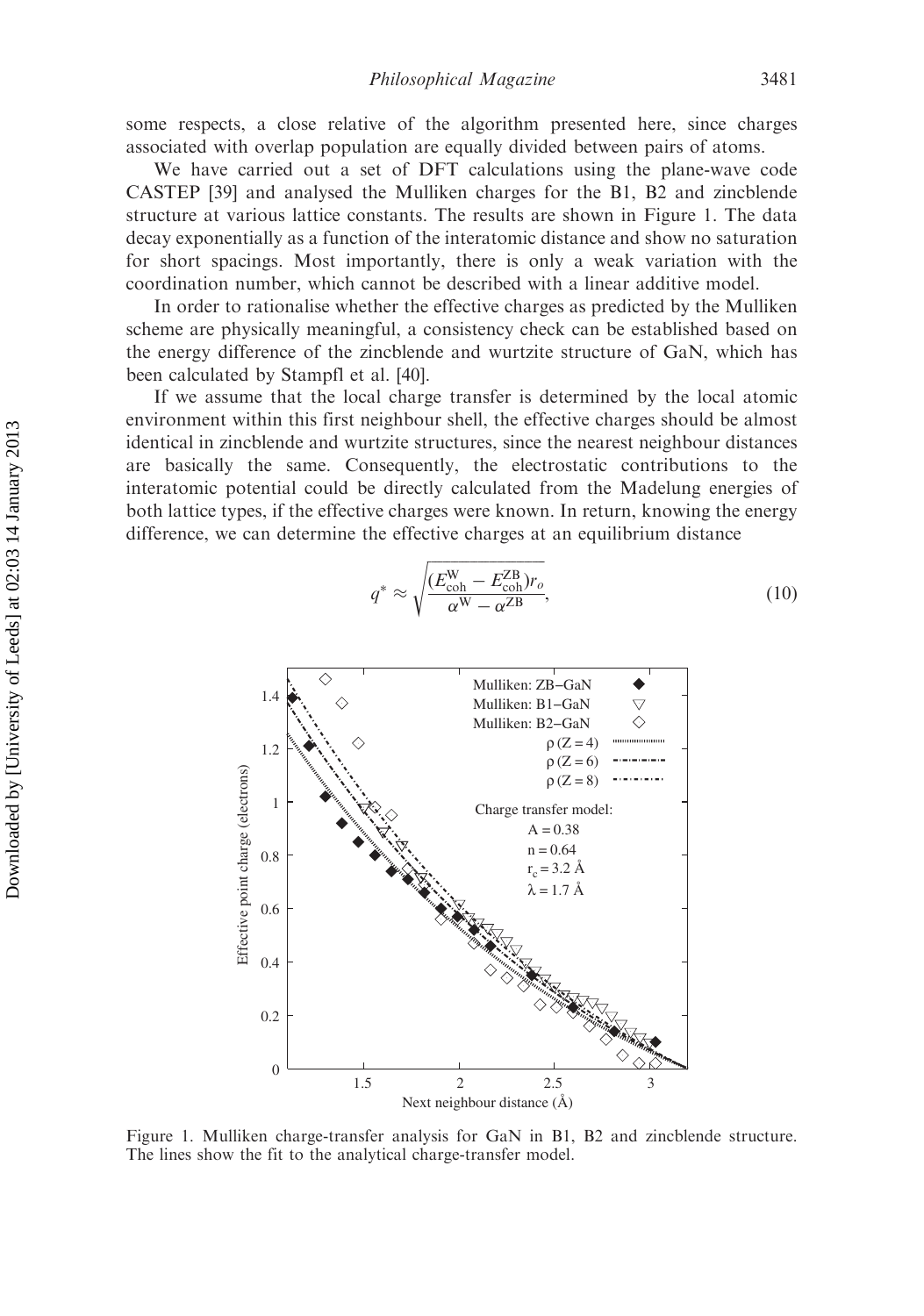some respects, a close relative of the algorithm presented here, since charges associated with overlap population are equally divided between pairs of atoms.

We have carried out a set of DFT calculations using the plane-wave code CASTEP [39] and analysed the Mulliken charges for the B1, B2 and zincblende structure at various lattice constants. The results are shown in Figure 1. The data decay exponentially as a function of the interatomic distance and show no saturation for short spacings. Most importantly, there is only a weak variation with the coordination number, which cannot be described with a linear additive model.

In order to rationalise whether the effective charges as predicted by the Mulliken scheme are physically meaningful, a consistency check can be established based on the energy difference of the zincblende and wurtzite structure of GaN, which has been calculated by Stampfl et al. [40].

If we assume that the local charge transfer is determined by the local atomic environment within this first neighbour shell, the effective charges should be almost identical in zincblende and wurtzite structures, since the nearest neighbour distances are basically the same. Consequently, the electrostatic contributions to the interatomic potential could be directly calculated from the Madelung energies of both lattice types, if the effective charges were known. In return, knowing the energy difference, we can determine the effective charges at an equilibrium distance

$$q^* \approx \sqrt{\frac{(E_{\mathrm{coh}}^{\mathrm{W}} - E_{\mathrm{coh}}^{\mathrm{ZB}})r_o}{\alpha^{\mathrm{W}} - \alpha^{\mathrm{ZB}}}}, \tag{10}$$

Figure 1. Mulliken charge-transfer analysis for GaN in B1, B2 and zincblende structure. The lines show the fit to the analytical charge-transfer model.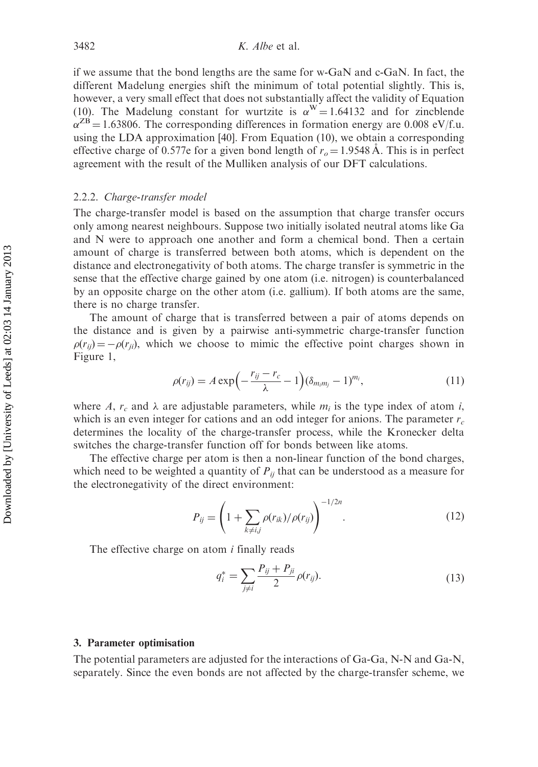if we assume that the bond lengths are the same for w-GaN and c-GaN. In fact, the different Madelung energies shift the minimum of total potential slightly. This is, however, a very small effect that does not substantially affect the validity of Equation (10). The Madelung constant for wurtzite is $\alpha^{W} = 1.64132$ and for zincblende $\alpha^{ZB} = 1.63806$. The corresponding differences in formation energy are 0.008 eV/f.u. using the LDA approximation [40]. From Equation (10), we obtain a corresponding effective charge of 0.577e for a given bond length of $r_o = 1.9548$ Å. This is in perfect agreement with the result of the Mulliken analysis of our DFT calculations.

### 2.2.2. *Charge-transfer model*

The charge-transfer model is based on the assumption that charge transfer occurs only among nearest neighbours. Suppose two initially isolated neutral atoms like Ga and N were to approach one another and form a chemical bond. Then a certain amount of charge is transferred between both atoms, which is dependent on the distance and electronegativity of both atoms. The charge transfer is symmetric in the sense that the effective charge gained by one atom (i.e. nitrogen) is counterbalanced by an opposite charge on the other atom (i.e. gallium). If both atoms are the same, there is no charge transfer.

The amount of charge that is transferred between a pair of atoms depends on the distance and is given by a pairwise anti-symmetric charge-transfer function $\rho(r_{ij}) = -\rho(r_{ji})$, which we choose to mimic the effective point charges shown in Figure 1,

$$\rho(r_{ij}) = A \exp\left(-\frac{r_{ij} - r_c}{\lambda} - 1\right)(\delta_{m_i m_j} - 1)^{m_i}, \tag{11}$$

where $A$, $r_c$ and $\lambda$ are adjustable parameters, while $m_i$ is the type index of atom $i$, which is an even integer for cations and an odd integer for anions. The parameter $r_c$ determines the locality of the charge-transfer process, while the Kronecker delta switches the charge-transfer function off for bonds between like atoms.

The effective charge per atom is then a non-linear function of the bond charges, which need to be weighted a quantity of $P_{ij}$ that can be understood as a measure for the electronegativity of the direct environment:

$$P_{ij} = \left(1 + \sum_{k \neq i,j} \rho(r_{ik})/\rho(r_{ij})\right)^{-1/2n}. \tag{12}$$

The effective charge on atom $i$ finally reads

$$q_i^* = \sum_{j \neq i} \frac{P_{ij} + P_{ji}}{2} \rho(r_{ij}). \tag{13}$$

## 3. Parameter optimisation

The potential parameters are adjusted for the interactions of Ga-Ga, N-N and Ga-N, separately. Since the even bonds are not affected by the charge-transfer scheme, we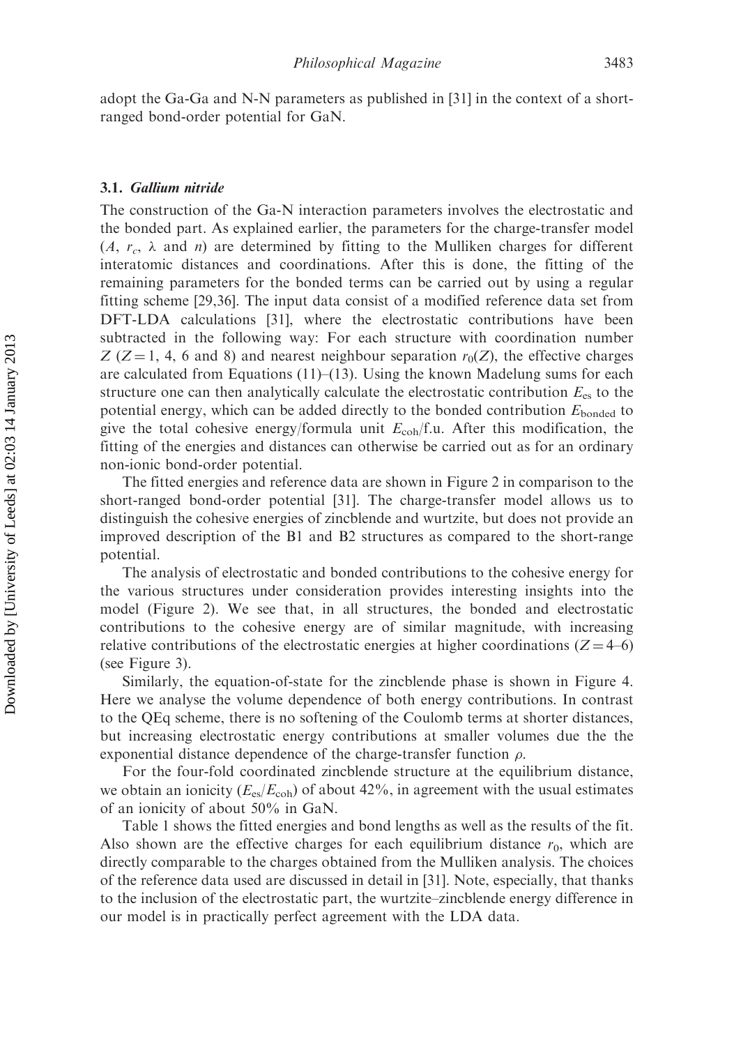adopt the Ga-Ga and N-N parameters as published in [31] in the context of a short-ranged bond-order potential for GaN.

### 3.1. *Gallium nitride*

The construction of the Ga-N interaction parameters involves the electrostatic and the bonded part. As explained earlier, the parameters for the charge-transfer model ($A$, $r_c$, $\lambda$ and $n$) are determined by fitting to the Mulliken charges for different interatomic distances and coordinations. After this is done, the fitting of the remaining parameters for the bonded terms can be carried out by using a regular fitting scheme [29,36]. The input data consist of a modified reference data set from DFT-LDA calculations [31], where the electrostatic contributions have been subtracted in the following way: For each structure with coordination number $Z$ ($Z = 1$, 4, 6 and 8) and nearest neighbour separation $r_0(Z)$, the effective charges are calculated from Equations (11)–(13). Using the known Madelung sums for each structure one can then analytically calculate the electrostatic contribution $E_{\mathrm{es}}$ to the potential energy, which can be added directly to the bonded contribution $E_{\mathrm{bonded}}$ to give the total cohesive energy/formula unit $E_{\mathrm{coh}}$/f.u. After this modification, the fitting of the energies and distances can otherwise be carried out as for an ordinary non-ionic bond-order potential.

The fitted energies and reference data are shown in Figure 2 in comparison to the short-ranged bond-order potential [31]. The charge-transfer model allows us to distinguish the cohesive energies of zincblende and wurtzite, but does not provide an improved description of the B1 and B2 structures as compared to the short-range potential.

The analysis of electrostatic and bonded contributions to the cohesive energy for the various structures under consideration provides interesting insights into the model (Figure 2). We see that, in all structures, the bonded and electrostatic contributions to the cohesive energy are of similar magnitude, with increasing relative contributions of the electrostatic energies at higher coordinations ($Z = 4$–6) (see Figure 3).

Similarly, the equation-of-state for the zincblende phase is shown in Figure 4. Here we analyse the volume dependence of both energy contributions. In contrast to the QEq scheme, there is no softening of the Coulomb terms at shorter distances, but increasing electrostatic energy contributions at smaller volumes due the the exponential distance dependence of the charge-transfer function $\rho$.

For the four-fold coordinated zincblende structure at the equilibrium distance, we obtain an ionicity ($E_{\mathrm{es}}/E_{\mathrm{coh}}$) of about 42%, in agreement with the usual estimates of an ionicity of about 50% in GaN.

Table 1 shows the fitted energies and bond lengths as well as the results of the fit. Also shown are the effective charges for each equilibrium distance $r_0$, which are directly comparable to the charges obtained from the Mulliken analysis. The choices of the reference data used are discussed in detail in [31]. Note, especially, that thanks to the inclusion of the electrostatic part, the wurtzite–zincblende energy difference in our model is in practically perfect agreement with the LDA data.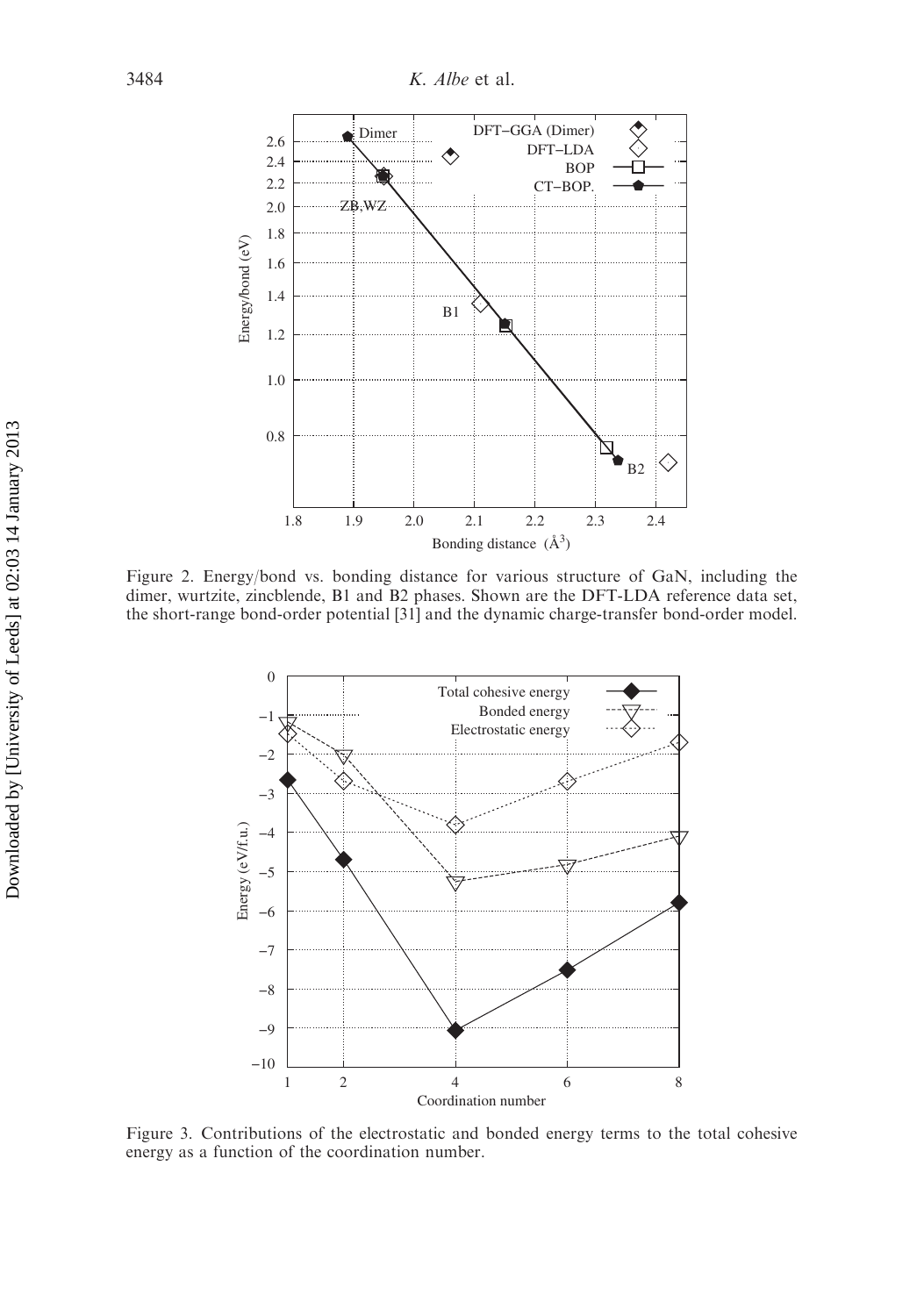Figure 2. Energy/bond vs. bonding distance for various structure of GaN, including the dimer, wurtzite, zincblende, B1 and B2 phases. Shown are the DFT-LDA reference data set, the short-range bond-order potential [31] and the dynamic charge-transfer bond-order model.

Figure 3. Contributions of the electrostatic and bonded energy terms to the total cohesive energy as a function of the coordination number.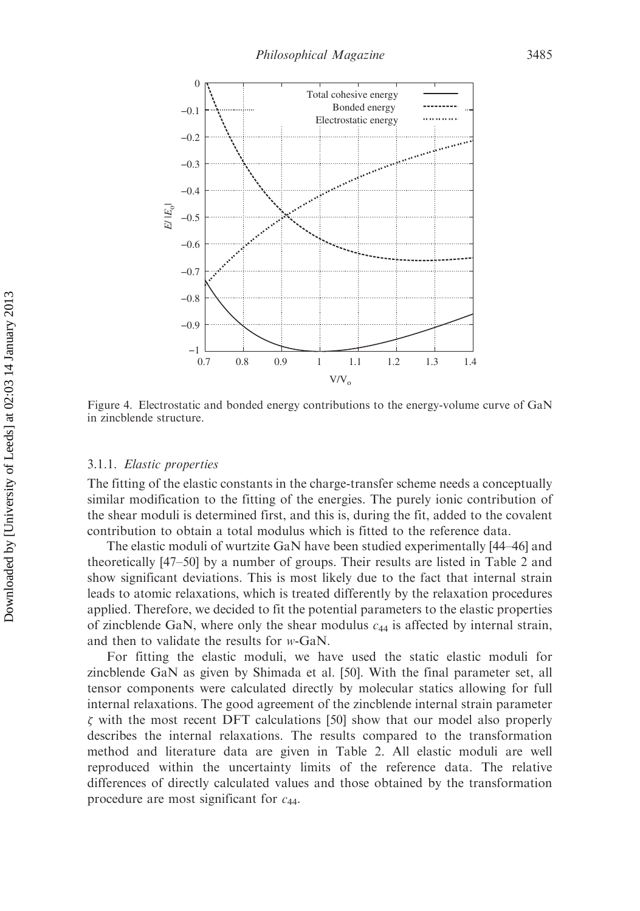Figure 4. Electrostatic and bonded energy contributions to the energy-volume curve of GaN in zincblende structure.

#### 3.1.1. *Elastic properties*

The fitting of the elastic constants in the charge-transfer scheme needs a conceptually similar modification to the fitting of the energies. The purely ionic contribution of the shear moduli is determined first, and this is, during the fit, added to the covalent contribution to obtain a total modulus which is fitted to the reference data.

The elastic moduli of wurtzite GaN have been studied experimentally [44–46] and theoretically [47–50] by a number of groups. Their results are listed in Table 2 and show significant deviations. This is most likely due to the fact that internal strain leads to atomic relaxations, which is treated differently by the relaxation procedures applied. Therefore, we decided to fit the potential parameters to the elastic properties of zincblende GaN, where only the shear modulus $c_{44}$ is affected by internal strain, and then to validate the results for *w*-GaN.

For fitting the elastic moduli, we have used the static elastic moduli for zincblende GaN as given by Shimada et al. [50]. With the final parameter set, all tensor components were calculated directly by molecular statics allowing for full internal relaxations. The good agreement of the zincblende internal strain parameter $\zeta$ with the most recent DFT calculations [50] show that our model also properly describes the internal relaxations. The results compared to the transformation method and literature data are given in Table 2. All elastic moduli are well reproduced within the uncertainty limits of the reference data. The relative differences of directly calculated values and those obtained by the transformation procedure are most significant for $c_{44}$.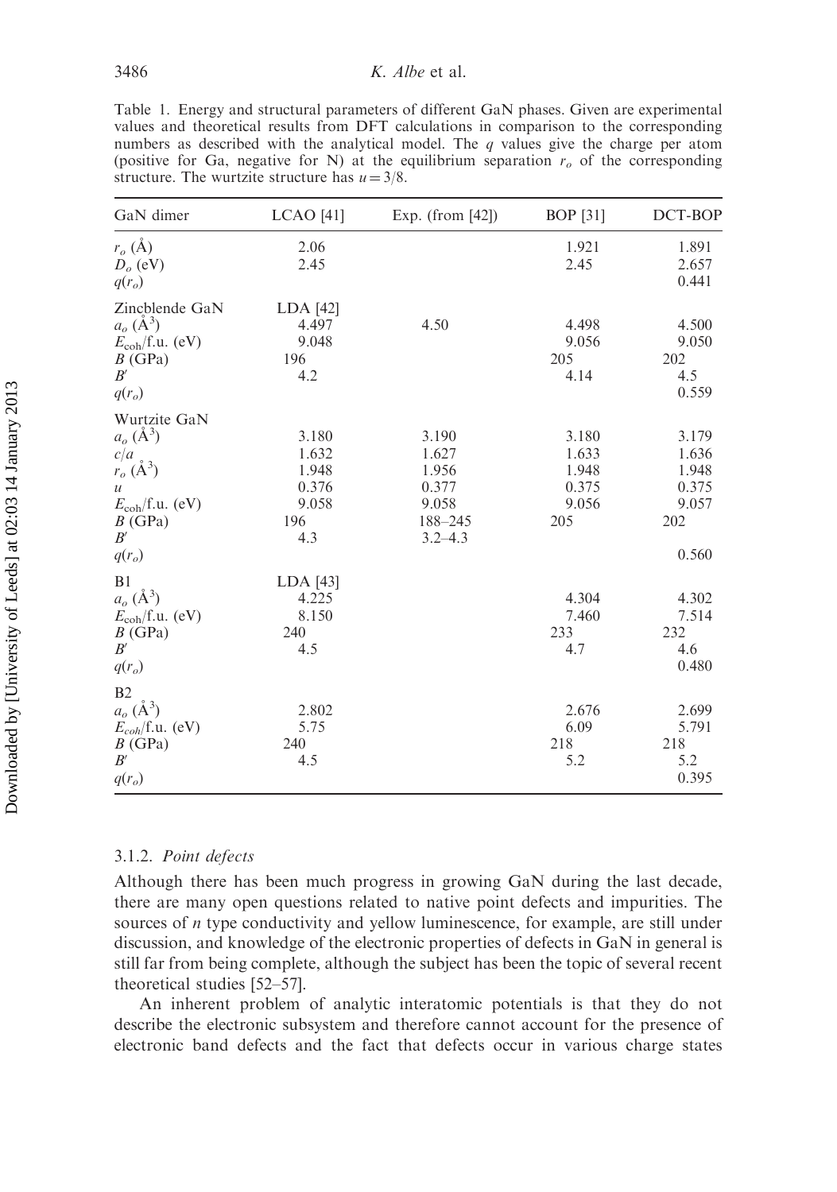Table 1. Energy and structural parameters of different GaN phases. Given are experimental values and theoretical results from DFT calculations in comparison to the corresponding numbers as described with the analytical model. The $q$ values give the charge per atom (positive for Ga, negative for N) at the equilibrium separation $r_o$ of the corresponding structure. The wurtzite structure has $u = 3/8$.

| GaN dimer | LCAO [41] | Exp. (from [42]) | BOP [31] | DCT-BOP |
|---|---|---|---|---|
| $r_o$ (Å) | 2.06 | | 1.921 | 1.891 |
| $D_o$ (eV) | 2.45 | | 2.45 | 2.657 |
| $q(r_o)$ | | | | 0.441 |
| Zincblende GaN | LDA [42] | | | |
| $a_o$ (Å$^3$) | 4.497 | 4.50 | 4.498 | 4.500 |
| $E_{\mathrm{coh}}$/f.u. (eV) | 9.048 | | 9.056 | 9.050 |
| $B$ (GPa) | 196 | | 205 | 202 |
| $B'$ | 4.2 | | 4.14 | 4.5 |
| $q(r_o)$ | | | | 0.559 |
| Wurtzite GaN | | | | |
| $a_o$ (Å$^3$) | 3.180 | 3.190 | 3.180 | 3.179 |
| $c/a$ | 1.632 | 1.627 | 1.633 | 1.636 |
| $r_o$ (Å$^3$) | 1.948 | 1.956 | 1.948 | 1.948 |
| $u$ | 0.376 | 0.377 | 0.375 | 0.375 |
| $E_{\mathrm{coh}}$/f.u. (eV) | 9.058 | 9.058 | 9.056 | 9.057 |
| $B$ (GPa) | 196 | 188–245 | 205 | 202 |
| $B'$ | 4.3 | 3.2–4.3 | | |
| $q(r_o)$ | | | | 0.560 |
| B1 | LDA [43] | | | |
| $a_o$ (Å$^3$) | 4.225 | | 4.304 | 4.302 |
| $E_{\mathrm{coh}}$/f.u. (eV) | 8.150 | | 7.460 | 7.514 |
| $B$ (GPa) | 240 | | 233 | 232 |
| $B'$ | 4.5 | | 4.7 | 4.6 |
| $q(r_o)$ | | | | 0.480 |
| B2 | | | | |
| $a_o$ (Å$^3$) | 2.802 | | 2.676 | 2.699 |
| $E_{coh}$/f.u. (eV) | 5.75 | | 6.09 | 5.791 |
| $B$ (GPa) | 240 | | 218 | 218 |
| $B'$ | 4.5 | | 5.2 | 5.2 |
| $q(r_o)$ | | | | 0.395 |

### 3.1.2. *Point defects*

Although there has been much progress in growing GaN during the last decade, there are many open questions related to native point defects and impurities. The sources of $n$ type conductivity and yellow luminescence, for example, are still under discussion, and knowledge of the electronic properties of defects in GaN in general is still far from being complete, although the subject has been the topic of several recent theoretical studies [52–57].

An inherent problem of analytic interatomic potentials is that they do not describe the electronic subsystem and therefore cannot account for the presence of electronic band defects and the fact that defects occur in various charge states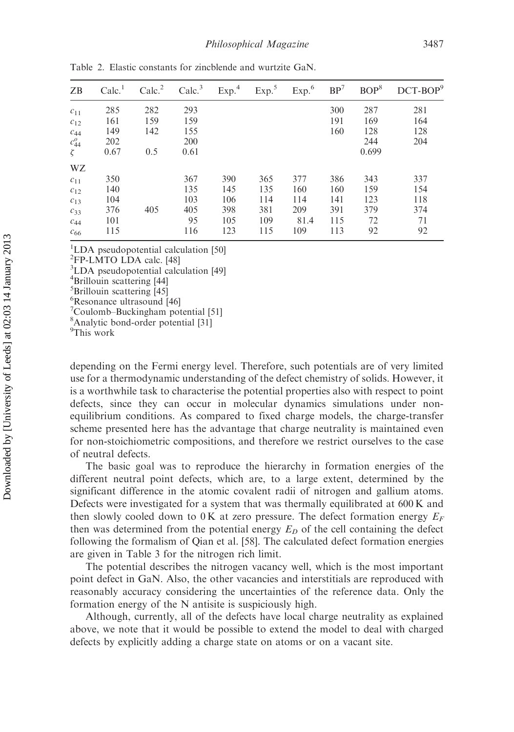Table 2. Elastic constants for zincblende and wurtzite GaN.

| ZB | Calc.[1] | Calc.[2] | Calc.[3] | Exp.[4] | Exp.[5] | Exp.[6] | BP[7] | BOP[8] | DCT-BOP[9] |
|---|---|---|---|---|---|---|---|---|---|
| $c_{11}$ | 285 | 282 | 293 | | | | 300 | 287 | 281 |
| $c_{12}$ | 161 | 159 | 159 | | | | 191 | 169 | 164 |
| $c_{44}$ | 149 | 142 | 155 | | | | 160 | 128 | 128 |
| $c_{44}^{o}$ | 202 | | 200 | | | | | 244 | 204 |
| $\zeta$ | 0.67 | 0.5 | 0.61 | | | | | 0.699 | |
| **WZ** | | | | | | | | | |
| $c_{11}$ | 350 | | 367 | 390 | 365 | 377 | 386 | 343 | 337 |
| $c_{12}$ | 140 | | 135 | 145 | 135 | 160 | 160 | 159 | 154 |
| $c_{13}$ | 104 | | 103 | 106 | 114 | 114 | 141 | 123 | 118 |
| $c_{33}$ | 376 | 405 | 405 | 398 | 381 | 209 | 391 | 379 | 374 |
| $c_{44}$ | 101 | | 95 | 105 | 109 | 81.4 | 115 | 72 | 71 |
| $c_{66}$ | 115 | | 116 | 123 | 115 | 109 | 113 | 92 | 92 |

[1]LDA pseudopotential calculation [50]
[2]FP-LMTO LDA calc. [48]
[3]LDA pseudopotential calculation [49]
[4]Brillouin scattering [44]
[5]Brillouin scattering [45]
[6]Resonance ultrasound [46]
[7]Coulomb–Buckingham potential [51]
[8]Analytic bond-order potential [31]
[9]This work

depending on the Fermi energy level. Therefore, such potentials are of very limited use for a thermodynamic understanding of the defect chemistry of solids. However, it is a worthwhile task to characterise the potential properties also with respect to point defects, since they can occur in molecular dynamics simulations under non-equilibrium conditions. As compared to fixed charge models, the charge-transfer scheme presented here has the advantage that charge neutrality is maintained even for non-stoichiometric compositions, and therefore we restrict ourselves to the case of neutral defects.

The basic goal was to reproduce the hierarchy in formation energies of the different neutral point defects, which are, to a large extent, determined by the significant difference in the atomic covalent radii of nitrogen and gallium atoms. Defects were investigated for a system that was thermally equilibrated at 600 K and then slowly cooled down to 0 K at zero pressure. The defect formation energy $E_F$ then was determined from the potential energy $E_D$ of the cell containing the defect following the formalism of Qian et al. [58]. The calculated defect formation energies are given in Table 3 for the nitrogen rich limit.

The potential describes the nitrogen vacancy well, which is the most important point defect in GaN. Also, the other vacancies and interstitials are reproduced with reasonably accuracy considering the uncertainties of the reference data. Only the formation energy of the N antisite is suspiciously high.

Although, currently, all of the defects have local charge neutrality as explained above, we note that it would be possible to extend the model to deal with charged defects by explicitly adding a charge state on atoms or on a vacant site.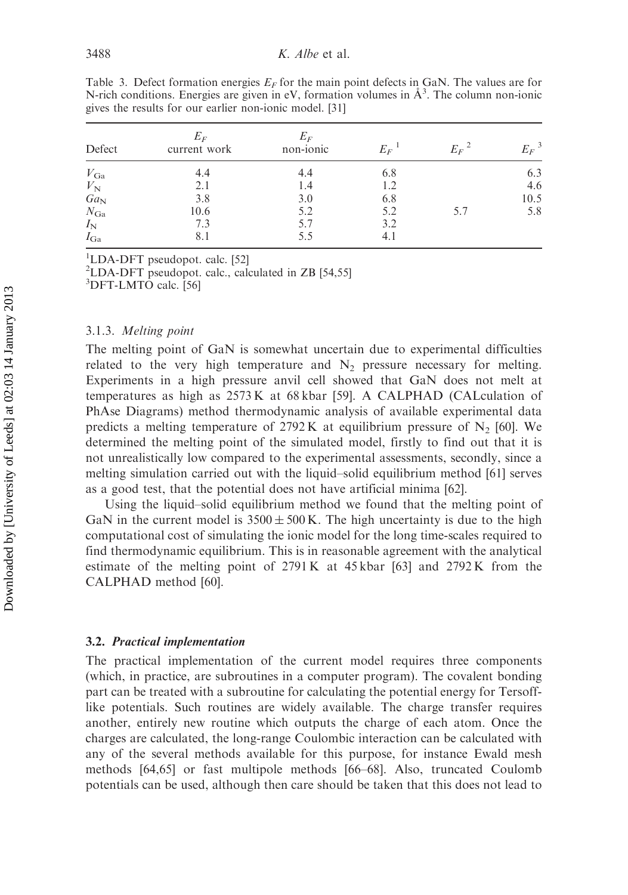Table 3. Defect formation energies $E_F$ for the main point defects in GaN. The values are for N-rich conditions. Energies are given in eV, formation volumes in Å$^3$. The column non-ionic gives the results for our earlier non-ionic model. [31]

| Defect | $E_F$ current work | $E_F$ non-ionic | $E_F$ [1] | $E_F$ [2] | $E_F$ [3] |
|---|---|---|---|---|---|
| $V_{Ga}$ | 4.4 | 4.4 | 6.8 | | 6.3 |
| $V_N$ | 2.1 | 1.4 | 1.2 | | 4.6 |
| $Ga_N$ | 3.8 | 3.0 | 6.8 | | 10.5 |
| $N_{Ga}$ | 10.6 | 5.2 | 5.2 | 5.7 | 5.8 |
| $I_N$ | 7.3 | 5.7 | 3.2 | | |
| $I_{Ga}$ | 8.1 | 5.5 | 4.1 | | |

[1] LDA-DFT pseudopot. calc. [52]
[2] LDA-DFT pseudopot. calc., calculated in ZB [54,55]
[3] DFT-LMTO calc. [56]

#### 3.1.3. *Melting point*

The melting point of GaN is somewhat uncertain due to experimental difficulties related to the very high temperature and $N_2$ pressure necessary for melting. Experiments in a high pressure anvil cell showed that GaN does not melt at temperatures as high as 2573 K at 68 kbar [59]. A CALPHAD (CALculation of PhAse Diagrams) method thermodynamic analysis of available experimental data predicts a melting temperature of 2792 K at equilibrium pressure of $N_2$ [60]. We determined the melting point of the simulated model, firstly to find out that it is not unrealistically low compared to the experimental assessments, secondly, since a melting simulation carried out with the liquid–solid equilibrium method [61] serves as a good test, that the potential does not have artificial minima [62].

Using the liquid–solid equilibrium method we found that the melting point of GaN in the current model is $3500 \pm 500$ K. The high uncertainty is due to the high computational cost of simulating the ionic model for the long time-scales required to find thermodynamic equilibrium. This is in reasonable agreement with the analytical estimate of the melting point of 2791 K at 45 kbar [63] and 2792 K from the CALPHAD method [60].

### 3.2. *Practical implementation*

The practical implementation of the current model requires three components (which, in practice, are subroutines in a computer program). The covalent bonding part can be treated with a subroutine for calculating the potential energy for Tersoff-like potentials. Such routines are widely available. The charge transfer requires another, entirely new routine which outputs the charge of each atom. Once the charges are calculated, the long-range Coulombic interaction can be calculated with any of the several methods available for this purpose, for instance Ewald mesh methods [64,65] or fast multipole methods [66–68]. Also, truncated Coulomb potentials can be used, although then care should be taken that this does not lead to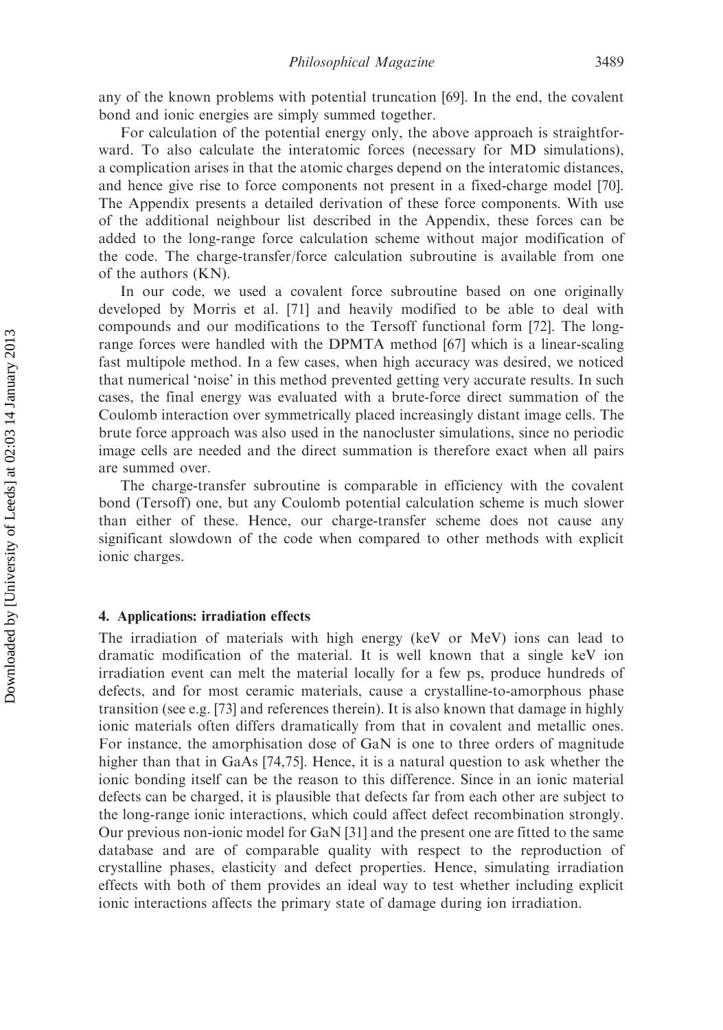any of the known problems with potential truncation [69]. In the end, the covalent bond and ionic energies are simply summed together.

For calculation of the potential energy only, the above approach is straightforward. To also calculate the interatomic forces (necessary for MD simulations), a complication arises in that the atomic charges depend on the interatomic distances, and hence give rise to force components not present in a fixed-charge model [70]. The Appendix presents a detailed derivation of these force components. With use of the additional neighbour list described in the Appendix, these forces can be added to the long-range force calculation scheme without major modification of the code. The charge-transfer/force calculation subroutine is available from one of the authors (KN).

In our code, we used a covalent force subroutine based on one originally developed by Morris et al. [71] and heavily modified to be able to deal with compounds and our modifications to the Tersoff functional form [72]. The long-range forces were handled with the DPMTA method [67] which is a linear-scaling fast multipole method. In a few cases, when high accuracy was desired, we noticed that numerical 'noise' in this method prevented getting very accurate results. In such cases, the final energy was evaluated with a brute-force direct summation of the Coulomb interaction over symmetrically placed increasingly distant image cells. The brute force approach was also used in the nanocluster simulations, since no periodic image cells are needed and the direct summation is therefore exact when all pairs are summed over.

The charge-transfer subroutine is comparable in efficiency with the covalent bond (Tersoff) one, but any Coulomb potential calculation scheme is much slower than either of these. Hence, our charge-transfer scheme does not cause any significant slowdown of the code when compared to other methods with explicit ionic charges.

## 4. Applications: irradiation effects

The irradiation of materials with high energy (keV or MeV) ions can lead to dramatic modification of the material. It is well known that a single keV ion irradiation event can melt the material locally for a few ps, produce hundreds of defects, and for most ceramic materials, cause a crystalline-to-amorphous phase transition (see e.g. [73] and references therein). It is also known that damage in highly ionic materials often differs dramatically from that in covalent and metallic ones. For instance, the amorphisation dose of GaN is one to three orders of magnitude higher than that in GaAs [74,75]. Hence, it is a natural question to ask whether the ionic bonding itself can be the reason to this difference. Since in an ionic material defects can be charged, it is plausible that defects far from each other are subject to the long-range ionic interactions, which could affect defect recombination strongly. Our previous non-ionic model for GaN [31] and the present one are fitted to the same database and are of comparable quality with respect to the reproduction of crystalline phases, elasticity and defect properties. Hence, simulating irradiation effects with both of them provides an ideal way to test whether including explicit ionic interactions affects the primary state of damage during ion irradiation.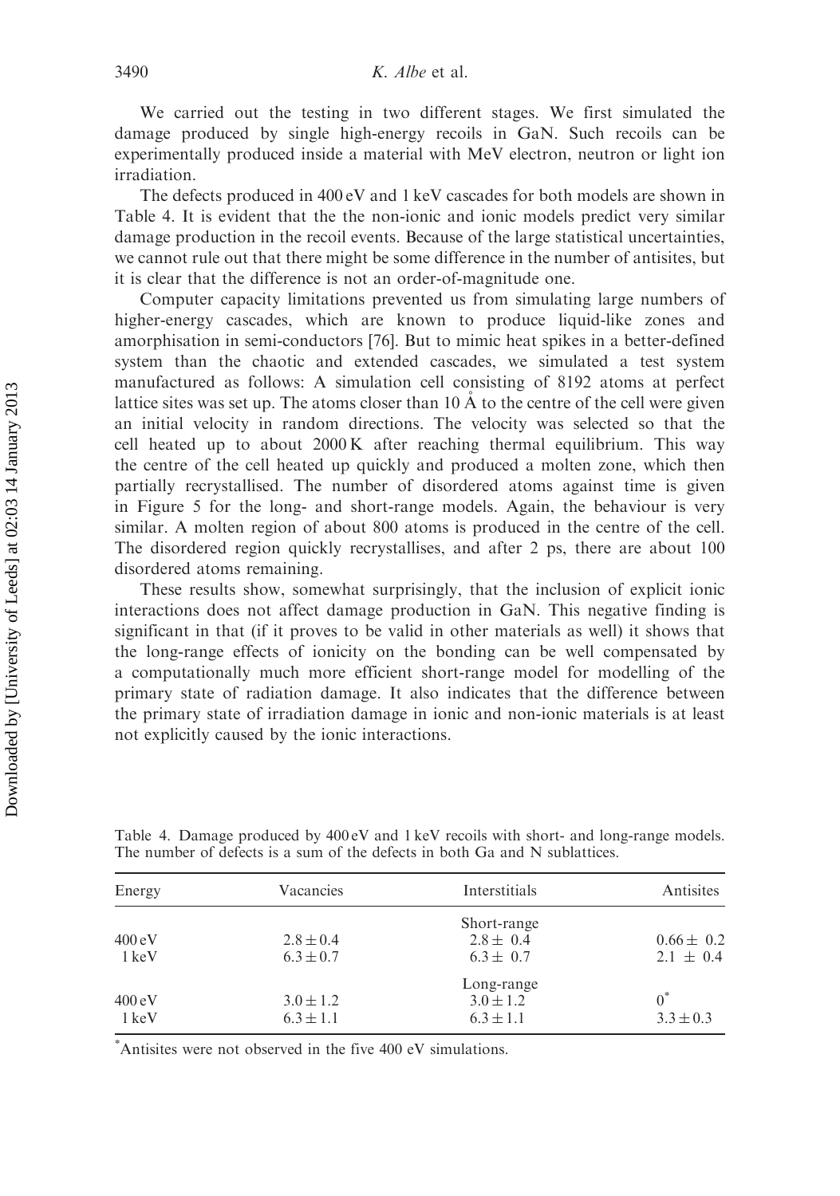We carried out the testing in two different stages. We first simulated the damage produced by single high-energy recoils in GaN. Such recoils can be experimentally produced inside a material with MeV electron, neutron or light ion irradiation.

The defects produced in 400 eV and 1 keV cascades for both models are shown in Table 4. It is evident that the the non-ionic and ionic models predict very similar damage production in the recoil events. Because of the large statistical uncertainties, we cannot rule out that there might be some difference in the number of antisites, but it is clear that the difference is not an order-of-magnitude one.

Computer capacity limitations prevented us from simulating large numbers of higher-energy cascades, which are known to produce liquid-like zones and amorphisation in semi-conductors [76]. But to mimic heat spikes in a better-defined system than the chaotic and extended cascades, we simulated a test system manufactured as follows: A simulation cell consisting of 8192 atoms at perfect lattice sites was set up. The atoms closer than 10 Å to the centre of the cell were given an initial velocity in random directions. The velocity was selected so that the cell heated up to about 2000 K after reaching thermal equilibrium. This way the centre of the cell heated up quickly and produced a molten zone, which then partially recrystallised. The number of disordered atoms against time is given in Figure 5 for the long- and short-range models. Again, the behaviour is very similar. A molten region of about 800 atoms is produced in the centre of the cell. The disordered region quickly recrystallises, and after 2 ps, there are about 100 disordered atoms remaining.

These results show, somewhat surprisingly, that the inclusion of explicit ionic interactions does not affect damage production in GaN. This negative finding is significant in that (if it proves to be valid in other materials as well) it shows that the long-range effects of ionicity on the bonding can be well compensated by a computationally much more efficient short-range model for modelling of the primary state of radiation damage. It also indicates that the difference between the primary state of irradiation damage in ionic and non-ionic materials is at least not explicitly caused by the ionic interactions.

Table 4. Damage produced by 400 eV and 1 keV recoils with short- and long-range models. The number of defects is a sum of the defects in both Ga and N sublattices.

| Energy | Vacancies | Interstitials | Antisites |
|---|---|---|---|
| | | Short-range | |
| 400 eV | $2.8 \pm 0.4$ | $2.8 \pm 0.4$ | $0.66 \pm 0.2$ |
| 1 keV | $6.3 \pm 0.7$ | $6.3 \pm 0.7$ | $2.1 \pm 0.4$ |
| | | Long-range | |
| 400 eV | $3.0 \pm 1.2$ | $3.0 \pm 1.2$ | $0^{*}$ |
| 1 keV | $6.3 \pm 1.1$ | $6.3 \pm 1.1$ | $3.3 \pm 0.3$ |

*Antisites were not observed in the five 400 eV simulations.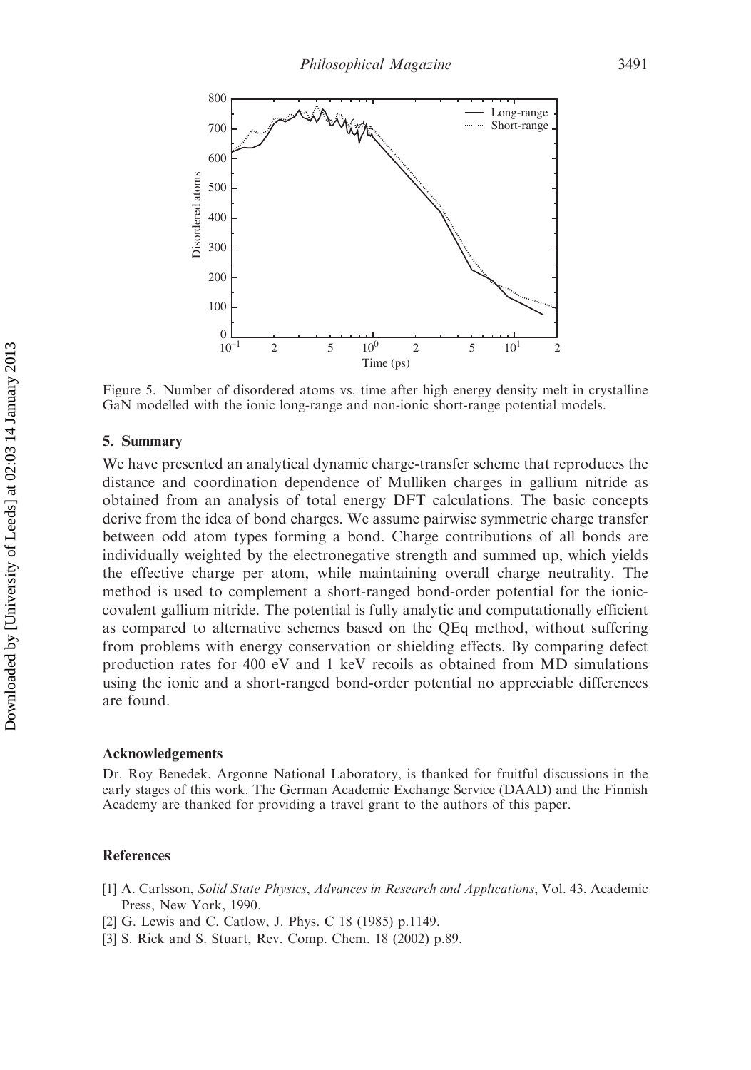Figure 5. Number of disordered atoms vs. time after high energy density melt in crystalline GaN modelled with the ionic long-range and non-ionic short-range potential models.

## 5. Summary

We have presented an analytical dynamic charge-transfer scheme that reproduces the distance and coordination dependence of Mulliken charges in gallium nitride as obtained from an analysis of total energy DFT calculations. The basic concepts derive from the idea of bond charges. We assume pairwise symmetric charge transfer between odd atom types forming a bond. Charge contributions of all bonds are individually weighted by the electronegative strength and summed up, which yields the effective charge per atom, while maintaining overall charge neutrality. The method is used to complement a short-ranged bond-order potential for the ionic-covalent gallium nitride. The potential is fully analytic and computationally efficient as compared to alternative schemes based on the QEq method, without suffering from problems with energy conservation or shielding effects. By comparing defect production rates for 400 eV and 1 keV recoils as obtained from MD simulations using the ionic and a short-ranged bond-order potential no appreciable differences are found.

### Acknowledgements

Dr. Roy Benedek, Argonne National Laboratory, is thanked for fruitful discussions in the early stages of this work. The German Academic Exchange Service (DAAD) and the Finnish Academy are thanked for providing a travel grant to the authors of this paper.

### References

[1] A. Carlsson, *Solid State Physics, Advances in Research and Applications*, Vol. 43, Academic Press, New York, 1990.
[2] G. Lewis and C. Catlow, J. Phys. C 18 (1985) p.1149.
[3] S. Rick and S. Stuart, Rev. Comp. Chem. 18 (2002) p.89.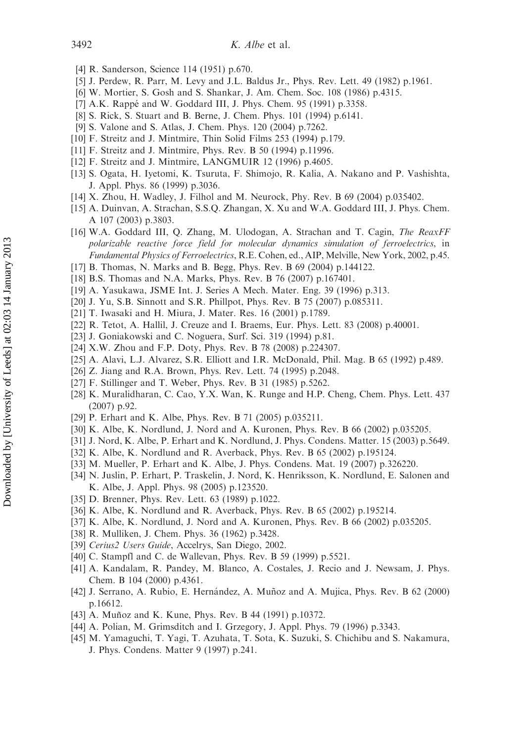[4] R. Sanderson, Science 114 (1951) p.670.

[5] J. Perdew, R. Parr, M. Levy and J.L. Baldus Jr., Phys. Rev. Lett. 49 (1982) p.1961.

[6] W. Mortier, S. Gosh and S. Shankar, J. Am. Chem. Soc. 108 (1986) p.4315.

[7] A.K. Rappé and W. Goddard III, J. Phys. Chem. 95 (1991) p.3358.

[8] S. Rick, S. Stuart and B. Berne, J. Chem. Phys. 101 (1994) p.6141.

[9] S. Valone and S. Atlas, J. Chem. Phys. 120 (2004) p.7262.

[10] F. Streitz and J. Mintmire, Thin Solid Films 253 (1994) p.179.

[11] F. Streitz and J. Mintmire, Phys. Rev. B 50 (1994) p.11996.

[12] F. Streitz and J. Mintmire, LANGMUIR 12 (1996) p.4605.

[13] S. Ogata, H. Iyetomi, K. Tsuruta, F. Shimojo, R. Kalia, A. Nakano and P. Vashishta, J. Appl. Phys. 86 (1999) p.3036.

[14] X. Zhou, H. Wadley, J. Filhol and M. Neurock, Phy. Rev. B 69 (2004) p.035402.

[15] A. Duinvan, A. Strachan, S.S.Q. Zhangan, X. Xu and W.A. Goddard III, J. Phys. Chem. A 107 (2003) p.3803.

[16] W.A. Goddard III, Q. Zhang, M. Ulodogan, A. Strachan and T. Cagin, *The ReaxFF polarizable reactive force field for molecular dynamics simulation of ferroelectrics*, in *Fundamental Physics of Ferroelectrics*, R.E. Cohen, ed., AIP, Melville, New York, 2002, p.45.

[17] B. Thomas, N. Marks and B. Begg, Phys. Rev. B 69 (2004) p.144122.

[18] B.S. Thomas and N.A. Marks, Phys. Rev. B 76 (2007) p.167401.

[19] A. Yasukawa, JSME Int. J. Series A Mech. Mater. Eng. 39 (1996) p.313.

[20] J. Yu, S.B. Sinnott and S.R. Phillpot, Phys. Rev. B 75 (2007) p.085311.

[21] T. Iwasaki and H. Miura, J. Mater. Res. 16 (2001) p.1789.

[22] R. Tetot, A. Hallil, J. Creuze and I. Braems, Eur. Phys. Lett. 83 (2008) p.40001.

[23] J. Goniakowski and C. Noguera, Surf. Sci. 319 (1994) p.81.

[24] X.W. Zhou and F.P. Doty, Phys. Rev. B 78 (2008) p.224307.

[25] A. Alavi, L.J. Alvarez, S.R. Elliott and I.R. McDonald, Phil. Mag. B 65 (1992) p.489.

[26] Z. Jiang and R.A. Brown, Phys. Rev. Lett. 74 (1995) p.2048.

[27] F. Stillinger and T. Weber, Phys. Rev. B 31 (1985) p.5262.

[28] K. Muralidharan, C. Cao, Y.X. Wan, K. Runge and H.P. Cheng, Chem. Phys. Lett. 437 (2007) p.92.

[29] P. Erhart and K. Albe, Phys. Rev. B 71 (2005) p.035211.

[30] K. Albe, K. Nordlund, J. Nord and A. Kuronen, Phys. Rev. B 66 (2002) p.035205.

[31] J. Nord, K. Albe, P. Erhart and K. Nordlund, J. Phys. Condens. Matter. 15 (2003) p.5649.

[32] K. Albe, K. Nordlund and R. Averback, Phys. Rev. B 65 (2002) p.195124.

[33] M. Mueller, P. Erhart and K. Albe, J. Phys. Condens. Mat. 19 (2007) p.326220.

[34] N. Juslin, P. Erhart, P. Traskelin, J. Nord, K. Henriksson, K. Nordlund, E. Salonen and K. Albe, J. Appl. Phys. 98 (2005) p.123520.

[35] D. Brenner, Phys. Rev. Lett. 63 (1989) p.1022.

[36] K. Albe, K. Nordlund and R. Averback, Phys. Rev. B 65 (2002) p.195214.

[37] K. Albe, K. Nordlund, J. Nord and A. Kuronen, Phys. Rev. B 66 (2002) p.035205.

[38] R. Mulliken, J. Chem. Phys. 36 (1962) p.3428.

[39] *Cerius2 Users Guide*, Accelrys, San Diego, 2002.

[40] C. Stampfl and C. de Wallevan, Phys. Rev. B 59 (1999) p.5521.

[41] A. Kandalam, R. Pandey, M. Blanco, A. Costales, J. Recio and J. Newsam, J. Phys. Chem. B 104 (2000) p.4361.

[42] J. Serrano, A. Rubio, E. Hernández, A. Muñoz and A. Mujica, Phys. Rev. B 62 (2000) p.16612.

[43] A. Muñoz and K. Kune, Phys. Rev. B 44 (1991) p.10372.

[44] A. Polian, M. Grimsditch and I. Grzegory, J. Appl. Phys. 79 (1996) p.3343.

[45] M. Yamaguchi, T. Yagi, T. Azuhata, T. Sota, K. Suzuki, S. Chichibu and S. Nakamura, J. Phys. Condens. Matter 9 (1997) p.241.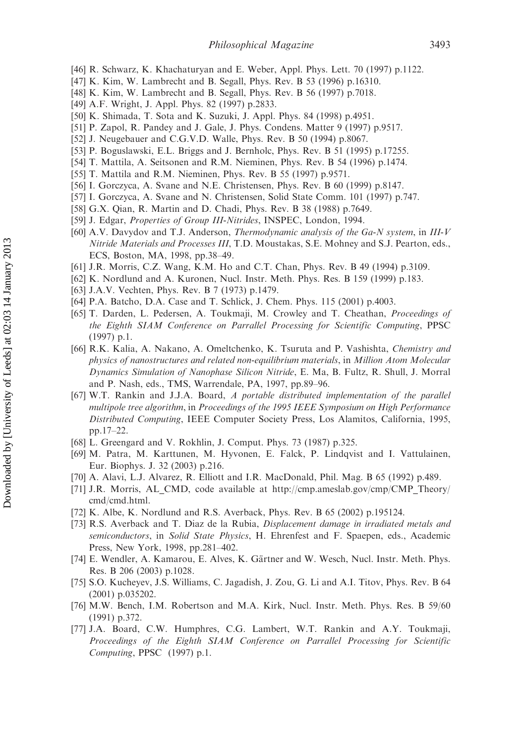[46] R. Schwarz, K. Khachaturyan and E. Weber, Appl. Phys. Lett. 70 (1997) p.1122.

[47] K. Kim, W. Lambrecht and B. Segall, Phys. Rev. B 53 (1996) p.16310.

[48] K. Kim, W. Lambrecht and B. Segall, Phys. Rev. B 56 (1997) p.7018.

[49] A.F. Wright, J. Appl. Phys. 82 (1997) p.2833.

[50] K. Shimada, T. Sota and K. Suzuki, J. Appl. Phys. 84 (1998) p.4951.

[51] P. Zapol, R. Pandey and J. Gale, J. Phys. Condens. Matter 9 (1997) p.9517.

[52] J. Neugebauer and C.G.V.D. Walle, Phys. Rev. B 50 (1994) p.8067.

[53] P. Boguslawski, E.L. Briggs and J. Bernholc, Phys. Rev. B 51 (1995) p.17255.

[54] T. Mattila, A. Seitsonen and R.M. Nieminen, Phys. Rev. B 54 (1996) p.1474.

[55] T. Mattila and R.M. Nieminen, Phys. Rev. B 55 (1997) p.9571.

[56] I. Gorczyca, A. Svane and N.E. Christensen, Phys. Rev. B 60 (1999) p.8147.

[57] I. Gorczyca, A. Svane and N. Christensen, Solid State Comm. 101 (1997) p.747.

[58] G.X. Qian, R. Martin and D. Chadi, Phys. Rev. B 38 (1988) p.7649.

[59] J. Edgar, *Properties of Group III-Nitrides*, INSPEC, London, 1994.

[60] A.V. Davydov and T.J. Anderson, *Thermodynamic analysis of the Ga-N system*, in *III-V Nitride Materials and Processes III*, T.D. Moustakas, S.E. Mohney and S.J. Pearton, eds., ECS, Boston, MA, 1998, pp.38–49.

[61] J.R. Morris, C.Z. Wang, K.M. Ho and C.T. Chan, Phys. Rev. B 49 (1994) p.3109.

[62] K. Nordlund and A. Kuronen, Nucl. Instr. Meth. Phys. Res. B 159 (1999) p.183.

[63] J.A.V. Vechten, Phys. Rev. B 7 (1973) p.1479.

[64] P.A. Batcho, D.A. Case and T. Schlick, J. Chem. Phys. 115 (2001) p.4003.

[65] T. Darden, L. Pedersen, A. Toukmaji, M. Crowley and T. Cheathan, *Proceedings of the Eighth SIAM Conference on Parrallel Processing for Scientific Computing*, PPSC (1997) p.1.

[66] R.K. Kalia, A. Nakano, A. Omeltchenko, K. Tsuruta and P. Vashishta, *Chemistry and physics of nanostructures and related non-equilibrium materials*, in *Million Atom Molecular Dynamics Simulation of Nanophase Silicon Nitride*, E. Ma, B. Fultz, R. Shull, J. Morral and P. Nash, eds., TMS, Warrendale, PA, 1997, pp.89–96.

[67] W.T. Rankin and J.J.A. Board, *A portable distributed implementation of the parallel multipole tree algorithm*, in *Proceedings of the 1995 IEEE Symposium on High Performance Distributed Computing*, IEEE Computer Society Press, Los Alamitos, California, 1995, pp.17–22.

[68] L. Greengard and V. Rokhlin, J. Comput. Phys. 73 (1987) p.325.

[69] M. Patra, M. Karttunen, M. Hyvonen, E. Falck, P. Lindqvist and I. Vattulainen, Eur. Biophys. J. 32 (2003) p.216.

[70] A. Alavi, L.J. Alvarez, R. Elliott and I.R. MacDonald, Phil. Mag. B 65 (1992) p.489.

[71] J.R. Morris, AL_CMD, code available at http://cmp.ameslab.gov/cmp/CMP_Theory/cmd/cmd.html.

[72] K. Albe, K. Nordlund and R.S. Averback, Phys. Rev. B 65 (2002) p.195124.

[73] R.S. Averback and T. Diaz de la Rubia, *Displacement damage in irradiated metals and semiconductors*, in *Solid State Physics*, H. Ehrenfest and F. Spaepen, eds., Academic Press, New York, 1998, pp.281–402.

[74] E. Wendler, A. Kamarou, E. Alves, K. Gärtner and W. Wesch, Nucl. Instr. Meth. Phys. Res. B 206 (2003) p.1028.

[75] S.O. Kucheyev, J.S. Williams, C. Jagadish, J. Zou, G. Li and A.I. Titov, Phys. Rev. B 64 (2001) p.035202.

[76] M.W. Bench, I.M. Robertson and M.A. Kirk, Nucl. Instr. Meth. Phys. Res. B 59/60 (1991) p.372.

[77] J.A. Board, C.W. Humphres, C.G. Lambert, W.T. Rankin and A.Y. Toukmaji, *Proceedings of the Eighth SIAM Conference on Parrallel Processing for Scientific Computing*, PPSC (1997) p.1.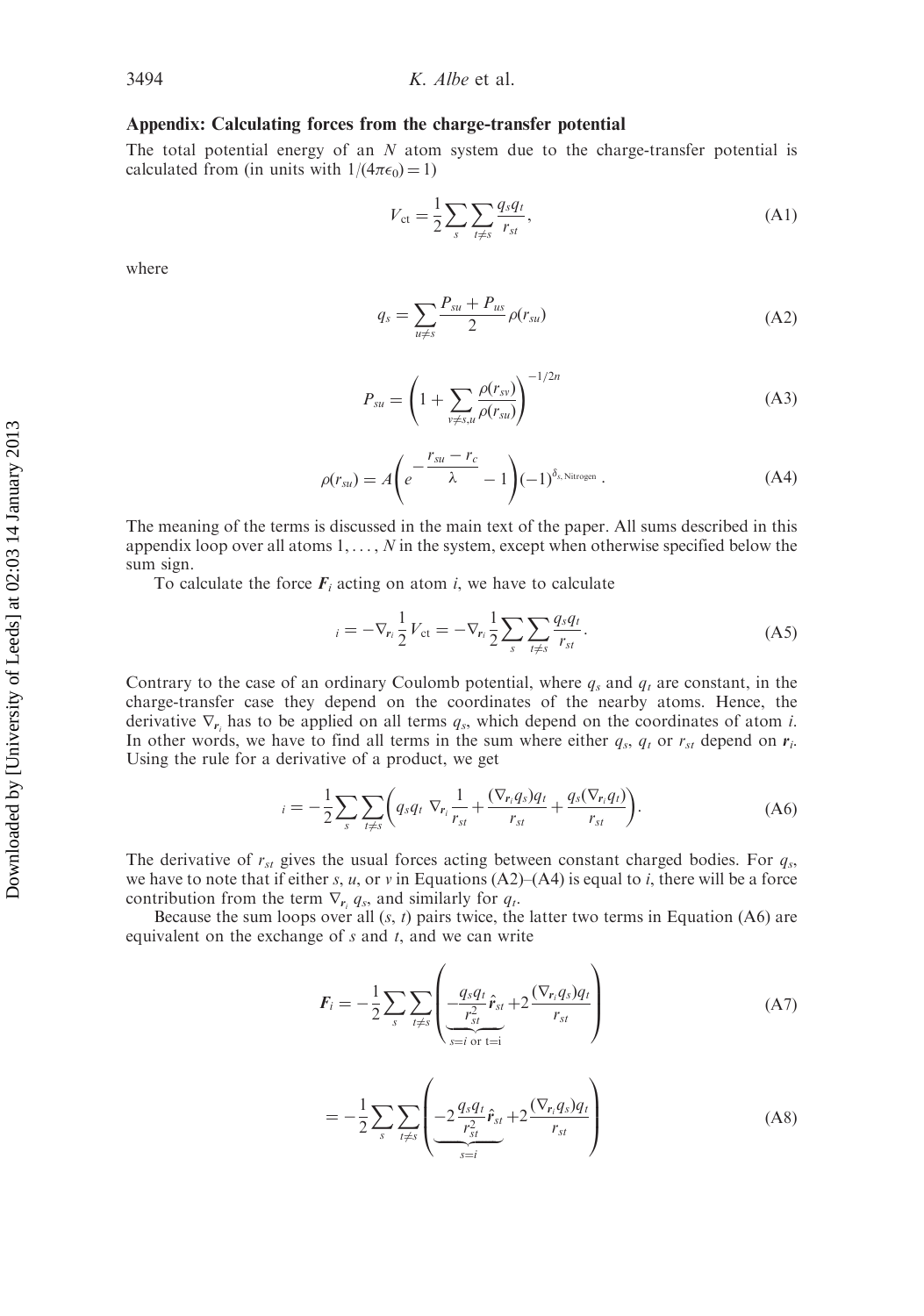## Appendix: Calculating forces from the charge-transfer potential

The total potential energy of an $N$ atom system due to the charge-transfer potential is calculated from (in units with $1/(4\pi\epsilon_0) = 1$)

$$V_{\mathrm{ct}} = \frac{1}{2}\sum_{s}\sum_{t\neq s}\frac{q_s q_t}{r_{st}}, \tag{A1}$$

where

$$q_s = \sum_{u\neq s}\frac{P_{su}+P_{us}}{2}\rho(r_{su}) \tag{A2}$$

$$P_{su} = \left(1+\sum_{v\neq s,u}\frac{\rho(r_{sv})}{\rho(r_{su})}\right)^{-1/2n} \tag{A3}$$

$$\rho(r_{su}) = A\left(e^{-\dfrac{r_{su}-r_c}{\lambda}}-1\right)(-1)^{\delta_{s,\,\mathrm{Nitrogen}}}. \tag{A4}$$

The meaning of the terms is discussed in the main text of the paper. All sums described in this appendix loop over all atoms $1,\ldots,N$ in the system, except when otherwise specified below the sum sign.

To calculate the force $\boldsymbol{F}_i$ acting on atom $i$, we have to calculate

$$_i = -\nabla_{\boldsymbol{r}_i}\frac{1}{2}V_{\mathrm{ct}} = -\nabla_{\boldsymbol{r}_i}\frac{1}{2}\sum_{s}\sum_{t\neq s}\frac{q_s q_t}{r_{st}}. \tag{A5}$$

Contrary to the case of an ordinary Coulomb potential, where $q_s$ and $q_t$ are constant, in the charge-transfer case they depend on the coordinates of the nearby atoms. Hence, the derivative $\nabla_{\boldsymbol{r}_i}$ has to be applied on all terms $q_s$, which depend on the coordinates of atom $i$. In other words, we have to find all terms in the sum where either $q_s$, $q_t$ or $r_{st}$ depend on $\boldsymbol{r}_i$. Using the rule for a derivative of a product, we get

$$_i = -\frac{1}{2}\sum_{s}\sum_{t\neq s}\left(q_s q_t\ \nabla_{\boldsymbol{r}_i}\frac{1}{r_{st}}+\frac{(\nabla_{\boldsymbol{r}_i}q_s)q_t}{r_{st}}+\frac{q_s(\nabla_{\boldsymbol{r}_i}q_t)}{r_{st}}\right). \tag{A6}$$

The derivative of $r_{st}$ gives the usual forces acting between constant charged bodies. For $q_s$, we have to note that if either $s$, $u$, or $v$ in Equations (A2)–(A4) is equal to $i$, there will be a force contribution from the term $\nabla_{\boldsymbol{r}_i} q_s$, and similarly for $q_t$.

Because the sum loops over all $(s, t)$ pairs twice, the latter two terms in Equation (A6) are equivalent on the exchange of $s$ and $t$, and we can write

$$\boldsymbol{F}_i = -\frac{1}{2}\sum_{s}\sum_{t\neq s}\left(\underbrace{-\frac{q_s q_t}{r_{st}^2}\hat{\boldsymbol{r}}_{st}}_{s=i\text{ or }t=i}+2\frac{(\nabla_{\boldsymbol{r}_i}q_s)q_t}{r_{st}}\right) \tag{A7}$$

$$= -\frac{1}{2}\sum_{s}\sum_{t\neq s}\left(\underbrace{-2\frac{q_s q_t}{r_{st}^2}\hat{\boldsymbol{r}}_{st}}_{s=i}+2\frac{(\nabla_{\boldsymbol{r}_i}q_s)q_t}{r_{st}}\right) \tag{A8}$$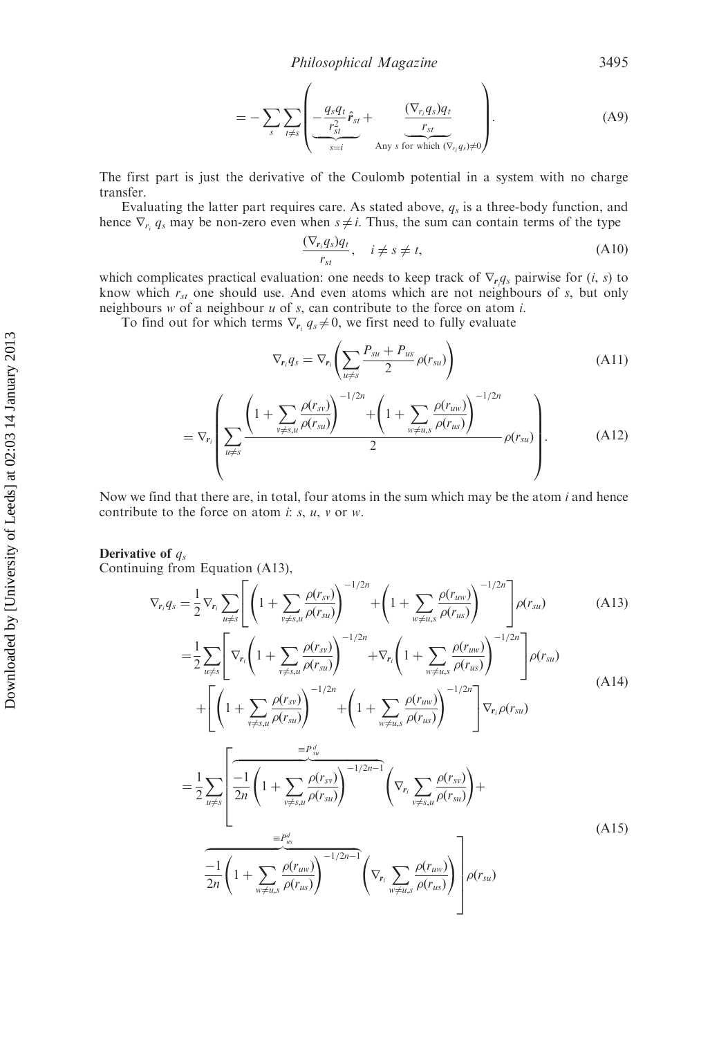$$= -\sum_s \sum_{t \neq s} \left( \underbrace{-\frac{q_s q_t}{r_{st}^2} \hat{\boldsymbol{r}}_{st}}_{s=i} + \underbrace{\frac{(\nabla_{r_i} q_s) q_t}{r_{st}}}_{\text{Any } s \text{ for which } (\nabla_{r_i} q_s) \neq 0} \right). \tag{A9}$$

The first part is just the derivative of the Coulomb potential in a system with no charge transfer.

Evaluating the latter part requires care. As stated above, $q_s$ is a three-body function, and hence $\nabla_{r_i} q_s$ may be non-zero even when $s \neq i$. Thus, the sum can contain terms of the type

$$\frac{(\nabla_{r_i} q_s) q_t}{r_{st}}, \quad i \neq s \neq t, \tag{A10}$$

which complicates practical evaluation: one needs to keep track of $\nabla_{\boldsymbol{r}_i} q_s$ pairwise for $(i, s)$ to know which $r_{st}$ one should use. And even atoms which are not neighbours of $s$, but only neighbours $w$ of a neighbour $u$ of $s$, can contribute to the force on atom $i$.

To find out for which terms $\nabla_{\boldsymbol{r}_i} q_s \neq 0$, we first need to fully evaluate

$$\nabla_{\boldsymbol{r}_i} q_s = \nabla_{\boldsymbol{r}_i} \left( \sum_{u \neq s} \frac{P_{su} + P_{us}}{2} \rho(r_{su}) \right) \tag{A11}$$

$$= \nabla_{\boldsymbol{r}_i} \left( \sum_{u \neq s} \frac{\left(1 + \sum_{v \neq s,u} \frac{\rho(r_{sv})}{\rho(r_{su})}\right)^{-1/2n} + \left(1 + \sum_{w \neq u,s} \frac{\rho(r_{uw})}{\rho(r_{us})}\right)^{-1/2n}}{2} \rho(r_{su}) \right). \tag{A12}$$

Now we find that there are, in total, four atoms in the sum which may be the atom $i$ and hence contribute to the force on atom $i$: $s$, $u$, $v$ or $w$.

**Derivative of $q_s$**

Continuing from Equation (A13),

$$\nabla_{\boldsymbol{r}_i} q_s = \frac{1}{2} \nabla_{\boldsymbol{r}_i} \sum_{u \neq s} \left[ \left(1 + \sum_{v \neq s,u} \frac{\rho(r_{sv})}{\rho(r_{su})}\right)^{-1/2n} + \left(1 + \sum_{w \neq u,s} \frac{\rho(r_{uw})}{\rho(r_{us})}\right)^{-1/2n} \right] \rho(r_{su}) \tag{A13}$$

$$\begin{aligned} &= \frac{1}{2} \sum_{u \neq s} \left[ \nabla_{\boldsymbol{r}_i} \left(1 + \sum_{v \neq s,u} \frac{\rho(r_{sv})}{\rho(r_{su})}\right)^{-1/2n} + \nabla_{\boldsymbol{r}_i} \left(1 + \sum_{w \neq u,s} \frac{\rho(r_{uw})}{\rho(r_{us})}\right)^{-1/2n} \right] \rho(r_{su}) \\ &\quad + \left[ \left(1 + \sum_{v \neq s,u} \frac{\rho(r_{sv})}{\rho(r_{su})}\right)^{-1/2n} + \left(1 + \sum_{w \neq u,s} \frac{\rho(r_{uw})}{\rho(r_{us})}\right)^{-1/2n} \right] \nabla_{\boldsymbol{r}_i} \rho(r_{su}) \end{aligned} \tag{A14}$$

$$\begin{aligned} &= \frac{1}{2} \sum_{u \neq s} \Bigg[ \overbrace{\frac{-1}{2n} \left(1 + \sum_{v \neq s,u} \frac{\rho(r_{sv})}{\rho(r_{su})}\right)^{-1/2n-1}}^{\equiv P_{su}^d} \left( \nabla_{\boldsymbol{r}_i} \sum_{v \neq s,u} \frac{\rho(r_{sv})}{\rho(r_{su})} \right) + \\ &\quad \overbrace{\frac{-1}{2n} \left(1 + \sum_{w \neq u,s} \frac{\rho(r_{uw})}{\rho(r_{us})}\right)^{-1/2n-1}}^{\equiv P_{us}^d} \left( \nabla_{\boldsymbol{r}_i} \sum_{w \neq u,s} \frac{\rho(r_{uw})}{\rho(r_{us})} \right) \Bigg] \rho(r_{su}) \end{aligned} \tag{A15}$$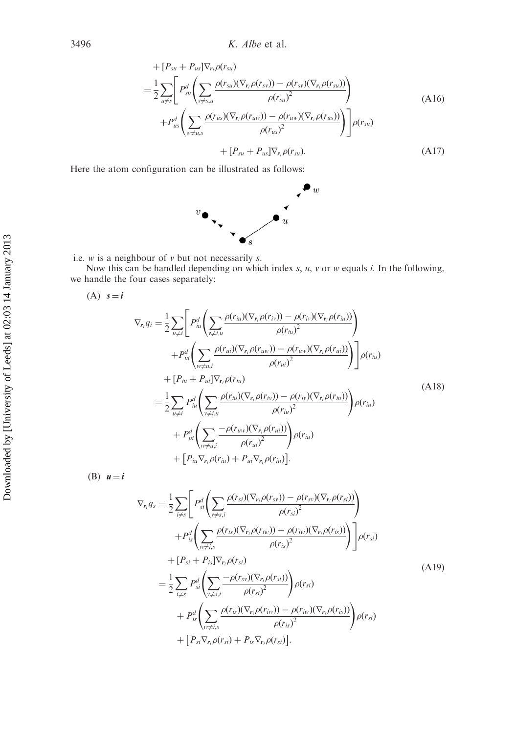$$
\begin{aligned}
&+ [P_{su} + P_{us}]\nabla_{\mathbf{r}_i}\rho(r_{su}) \\
&= \frac{1}{2}\sum_{u\neq s}\Bigg[P^d_{su}\left(\sum_{v\neq s,u}\frac{\rho(r_{su})(\nabla_{\mathbf{r}_i}\rho(r_{sv})) - \rho(r_{sv})(\nabla_{\mathbf{r}_i}\rho(r_{su}))}{\rho(r_{su})^2}\right) \\
&\quad + P^d_{us}\left(\sum_{w\neq u,s}\frac{\rho(r_{us})(\nabla_{\mathbf{r}_i}\rho(r_{uw})) - \rho(r_{uw})(\nabla_{\mathbf{r}_i}\rho(r_{us}))}{\rho(r_{us})^2}\right)\Bigg]\rho(r_{su})
\end{aligned}
\tag{A16}
$$

$$
+ [P_{su} + P_{us}]\nabla_{\mathbf{r}_i}\rho(r_{su}). \tag{A17}
$$

Here the atom configuration can be illustrated as follows:

i.e. $w$ is a neighbour of $v$ but not necessarily $s$.

Now this can be handled depending on which index $s$, $u$, $v$ or $w$ equals $i$. In the following, we handle the four cases separately:

(A) $\boldsymbol{s = i}$

$$
\begin{aligned}
\nabla_{\mathbf{r}_i} q_i &= \frac{1}{2}\sum_{u\neq i}\Bigg[P^d_{iu}\left(\sum_{v\neq i,u}\frac{\rho(r_{iu})(\nabla_{\mathbf{r}_i}\rho(r_{iv})) - \rho(r_{iv})(\nabla_{\mathbf{r}_i}\rho(r_{iu}))}{\rho(r_{iu})^2}\right) \\
&\quad + P^d_{ui}\left(\sum_{w\neq u,i}\frac{\rho(r_{ui})(\nabla_{\mathbf{r}_i}\rho(r_{uw})) - \rho(r_{uw})(\nabla_{\mathbf{r}_i}\rho(r_{ui}))}{\rho(r_{ui})^2}\right)\Bigg]\rho(r_{iu}) \\
&\quad + [P_{iu} + P_{ui}]\nabla_{\mathbf{r}_i}\rho(r_{iu}) \\
&= \frac{1}{2}\sum_{u\neq i} P^d_{iu}\left(\sum_{v\neq i,u}\frac{\rho(r_{iu})(\nabla_{\mathbf{r}_i}\rho(r_{iv})) - \rho(r_{iv})(\nabla_{\mathbf{r}_i}\rho(r_{iu}))}{\rho(r_{iu})^2}\right)\rho(r_{iu}) \\
&\quad + P^d_{ui}\left(\sum_{w\neq u,i}\frac{-\rho(r_{uw})(\nabla_{\mathbf{r}_i}\rho(r_{ui}))}{\rho(r_{ui})^2}\right)\rho(r_{iu}) \\
&\quad + \left[P_{iu}\nabla_{\mathbf{r}_i}\rho(r_{iu}) + P_{ui}\nabla_{\mathbf{r}_i}\rho(r_{iu})\right].
\end{aligned}
\tag{A18}
$$

(B) $\boldsymbol{u = i}$

$$
\begin{aligned}
\nabla_{\mathbf{r}_i} q_s &= \frac{1}{2}\sum_{i\neq s}\Bigg[P^d_{si}\left(\sum_{v\neq s,i}\frac{\rho(r_{si})(\nabla_{\mathbf{r}_i}\rho(r_{sv})) - \rho(r_{sv})(\nabla_{\mathbf{r}_i}\rho(r_{si}))}{\rho(r_{si})^2}\right) \\
&\quad + P^d_{is}\left(\sum_{w\neq i,s}\frac{\rho(r_{is})(\nabla_{\mathbf{r}_i}\rho(r_{iw})) - \rho(r_{iw})(\nabla_{\mathbf{r}_i}\rho(r_{is}))}{\rho(r_{is})^2}\right)\Bigg]\rho(r_{si}) \\
&\quad + [P_{si} + P_{is}]\nabla_{\mathbf{r}_i}\rho(r_{si}) \\
&= \frac{1}{2}\sum_{i\neq s} P^d_{si}\left(\sum_{v\neq s,i}\frac{-\rho(r_{sv})(\nabla_{\mathbf{r}_i}\rho(r_{si}))}{\rho(r_{si})^2}\right)\rho(r_{si}) \\
&\quad + P^d_{is}\left(\sum_{w\neq i,s}\frac{\rho(r_{is})(\nabla_{\mathbf{r}_i}\rho(r_{iw})) - \rho(r_{iw})(\nabla_{\mathbf{r}_i}\rho(r_{is}))}{\rho(r_{is})^2}\right)\rho(r_{si}) \\
&\quad + \left[P_{si}\nabla_{\mathbf{r}_i}\rho(r_{si}) + P_{is}\nabla_{\mathbf{r}_i}\rho(r_{si})\right].
\end{aligned}
\tag{A19}
$$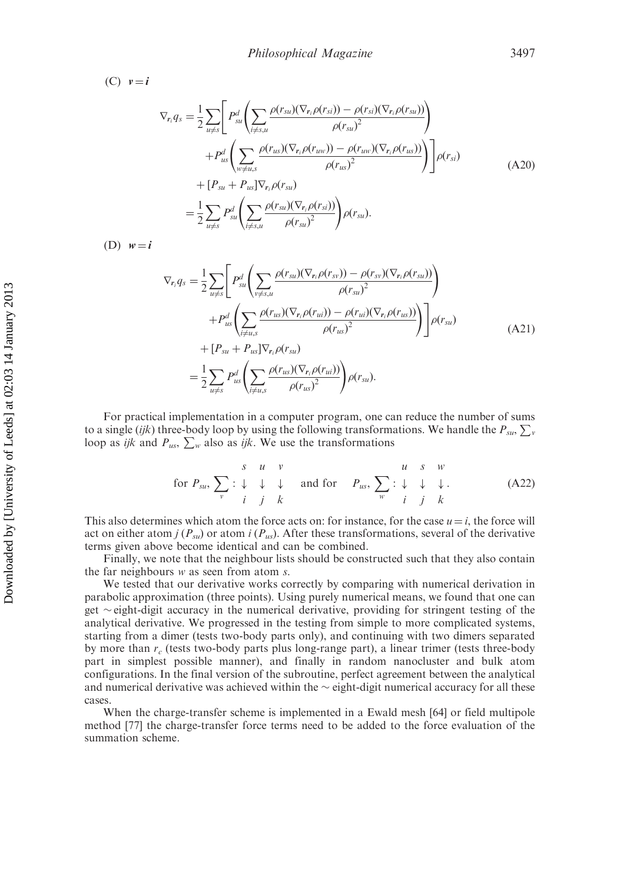(C) $v = i$

$$
\begin{aligned}
\nabla_{\mathbf{r}_i} q_s = &\frac{1}{2}\sum_{u \neq s}\left[ P^d_{su}\left(\sum_{i \neq s,u} \frac{\rho(r_{su})(\nabla_{\mathbf{r}_i}\rho(r_{si})) - \rho(r_{si})(\nabla_{\mathbf{r}_i}\rho(r_{su}))}{\rho(r_{su})^2}\right)\right. \\
&\left. + P^d_{us}\left(\sum_{w \neq u,s} \frac{\rho(r_{us})(\nabla_{\mathbf{r}_i}\rho(r_{uw})) - \rho(r_{uw})(\nabla_{\mathbf{r}_i}\rho(r_{us}))}{\rho(r_{us})^2}\right)\right]\rho(r_{si}) \\
&+ [P_{su} + P_{us}]\nabla_{\mathbf{r}_i}\rho(r_{su}) \\
= &\frac{1}{2}\sum_{u \neq s} P^d_{su}\left(\sum_{i \neq s,u} \frac{\rho(r_{su})(\nabla_{\mathbf{r}_i}\rho(r_{si}))}{\rho(r_{su})^2}\right)\rho(r_{su}).
\end{aligned}
\tag{A20}
$$

(D) $w = i$

$$
\begin{aligned}
\nabla_{\mathbf{r}_i} q_s = &\frac{1}{2}\sum_{u \neq s}\left[ P^d_{su}\left(\sum_{v \neq s,u} \frac{\rho(r_{su})(\nabla_{\mathbf{r}_i}\rho(r_{sv})) - \rho(r_{sv})(\nabla_{\mathbf{r}_i}\rho(r_{su}))}{\rho(r_{su})^2}\right)\right. \\
&\left. + P^d_{us}\left(\sum_{i \neq u,s} \frac{\rho(r_{us})(\nabla_{\mathbf{r}_i}\rho(r_{ui})) - \rho(r_{ui})(\nabla_{\mathbf{r}_i}\rho(r_{us}))}{\rho(r_{us})^2}\right)\right]\rho(r_{su}) \\
&+ [P_{su} + P_{us}]\nabla_{\mathbf{r}_i}\rho(r_{su}) \\
= &\frac{1}{2}\sum_{u \neq s} P^d_{us}\left(\sum_{i \neq u,s} \frac{\rho(r_{us})(\nabla_{\mathbf{r}_i}\rho(r_{ui}))}{\rho(r_{us})^2}\right)\rho(r_{su}).
\end{aligned}
\tag{A21}
$$

For practical implementation in a computer program, one can reduce the number of sums to a single (*ijk*) three-body loop by using the following transformations. We handle the $P_{su}$, $\sum_v$ loop as *ijk* and $P_{us}$, $\sum_w$ also as *ijk*. We use the transformations

$$
\text{for } P_{su}, \sum_v : \begin{matrix} s & u & v \\ \downarrow & \downarrow & \downarrow \\ i & j & k \end{matrix} \quad \text{and for} \quad P_{us}, \sum_w : \begin{matrix} u & s & w \\ \downarrow & \downarrow & \downarrow \\ i & j & k \end{matrix}. \tag{A22}
$$

This also determines which atom the force acts on: for instance, for the case $u = i$, the force will act on either atom $j$ ($P_{su}$) or atom $i$ ($P_{us}$). After these transformations, several of the derivative terms given above become identical and can be combined.

Finally, we note that the neighbour lists should be constructed such that they also contain the far neighbours $w$ as seen from atom $s$.

We tested that our derivative works correctly by comparing with numerical derivation in parabolic approximation (three points). Using purely numerical means, we found that one can get $\sim$eight-digit accuracy in the numerical derivative, providing for stringent testing of the analytical derivative. We progressed in the testing from simple to more complicated systems, starting from a dimer (tests two-body parts only), and continuing with two dimers separated by more than $r_c$ (tests two-body parts plus long-range part), a linear trimer (tests three-body part in simplest possible manner), and finally in random nanocluster and bulk atom configurations. In the final version of the subroutine, perfect agreement between the analytical and numerical derivative was achieved within the $\sim$ eight-digit numerical accuracy for all these cases.

When the charge-transfer scheme is implemented in a Ewald mesh [64] or field multipole method [77] the charge-transfer force terms need to be added to the force evaluation of the summation scheme.